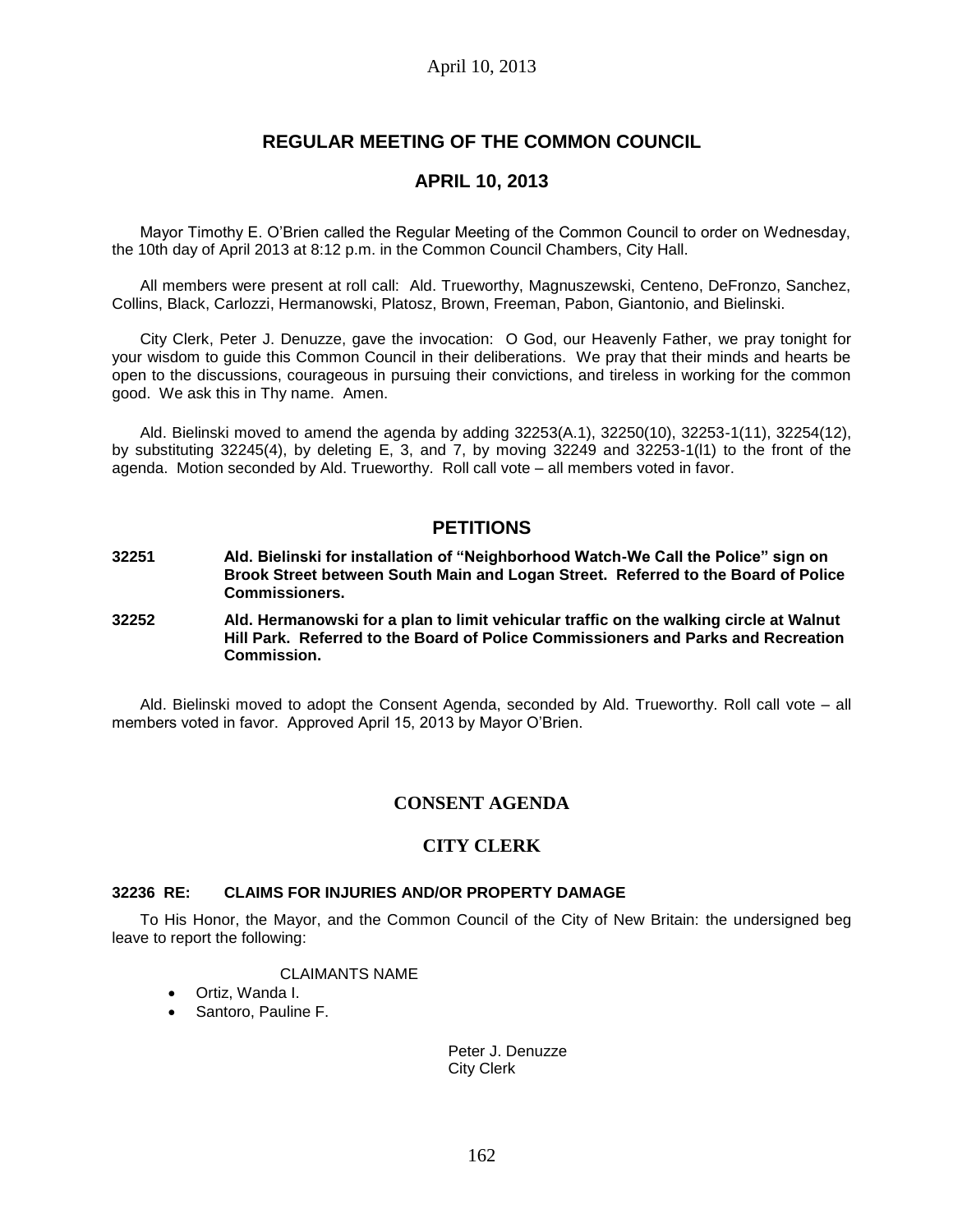# REGULAR MEETING OF THE COMMON COUNCIL

## APRIL 10, 2013

Mayor Timothy E. O'Brien called the Regular Meeting of the Common Council to order on Wednesday, the 10th day of April 2013 at 8:12 p.m. in the Common Council Chambers, City Hall.

All members were present at roll call: Ald. Trueworthy, Magnuszewski, Centeno, DeFronzo, Sanchez, Collins, Black, Carlozzi, Hermanowski, Platosz, Brown, Freeman, Pabon, Giantonio, and Bielinski.

City Clerk, Peter J. Denuzze, gave the invocation: O God, our Heavenly Father, we pray tonight for your wisdom to guide this Common Council in their deliberations. We pray that their minds and hearts be open to the discussions, courageous in pursuing their convictions, and tireless in working for the common good. We ask this in Thy name. Amen.

Ald. Bielinski moved to amend the agenda by adding 32253(A.1), 32250(10), 32253-1(11), 32254(12), by substituting 32245(4), by deleting E, 3, and 7, by moving 32249 and 32253-1(l1) to the front of the agenda. Motion seconded by Ald. Trueworthy. Roll call vote – all members voted in favor.

## PETITIONS

**32251 Ald. Bielinski for installation of "Neighborhood Watch-We Call the Police" sign on Brook Street between South Main and Logan Street. Referred to the Board of Police Commissioners.**

**32252 Ald. Hermanowski for a plan to limit vehicular traffic on the walking circle at Walnut Hill Park. Referred to the Board of Police Commissioners and Parks and Recreation Commission.**

Ald. Bielinski moved to adopt the Consent Agenda, seconded by Ald. Trueworthy. Roll call vote – all members voted in favor. Approved April 15, 2013 by Mayor O'Brien.

## CONSENT AGENDA

## CITY CLERK

### 32236 RE: CLAIMS FOR INJURIES AND/OR PROPERTY DAMAGE

To His Honor, the Mayor, and the Common Council of the City of New Britain: the undersigned beg leave to report the following:

CLAIMANTS NAME

- Ortiz, Wanda I.
- Santoro, Pauline F.

Peter J. Denuzze
City Clerk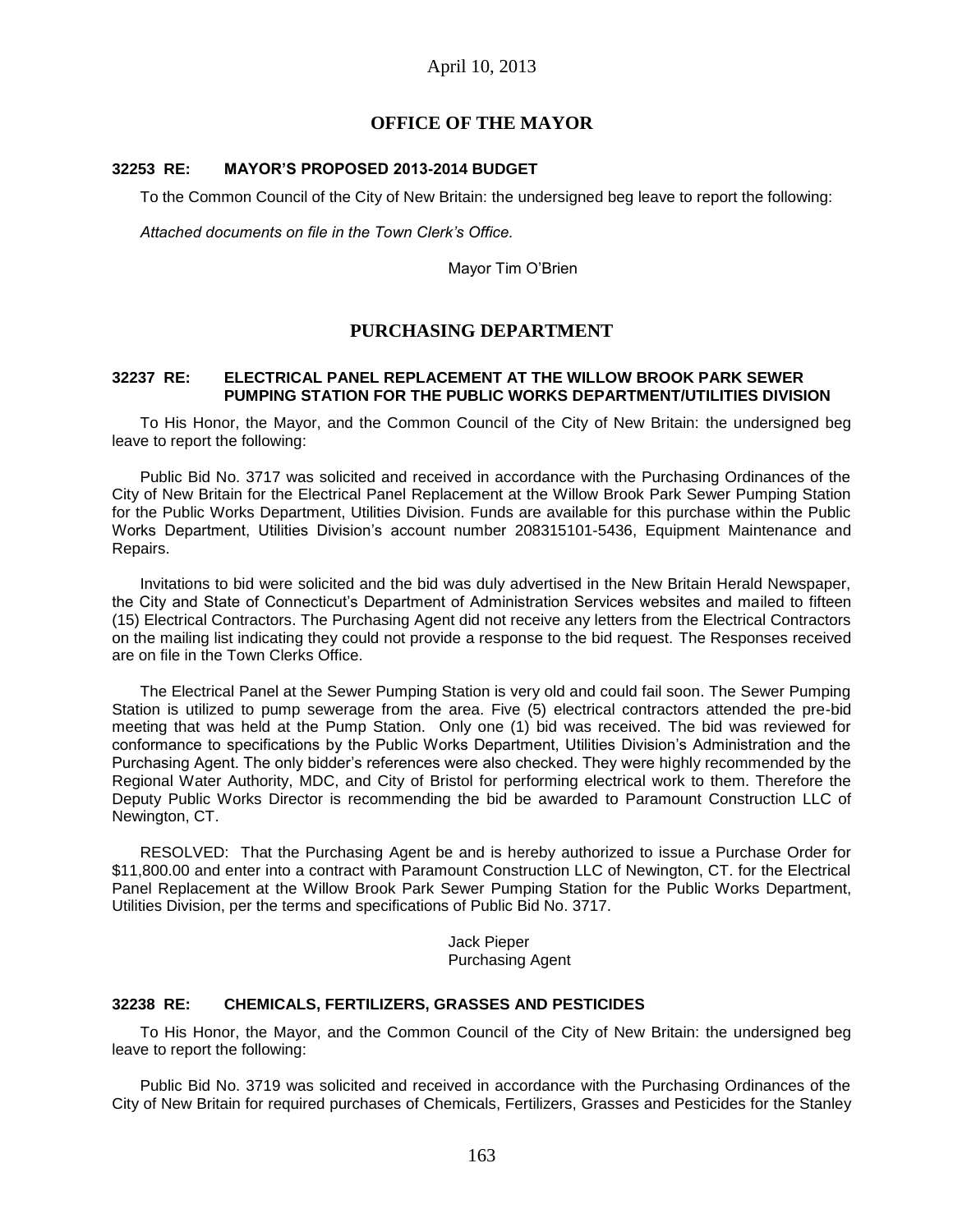April 10, 2013

## OFFICE OF THE MAYOR

### 32253 RE: MAYOR'S PROPOSED 2013-2014 BUDGET

To the Common Council of the City of New Britain: the undersigned beg leave to report the following:

*Attached documents on file in the Town Clerk's Office.*

Mayor Tim O'Brien

## PURCHASING DEPARTMENT

### 32237 RE: ELECTRICAL PANEL REPLACEMENT AT THE WILLOW BROOK PARK SEWER PUMPING STATION FOR THE PUBLIC WORKS DEPARTMENT/UTILITIES DIVISION

To His Honor, the Mayor, and the Common Council of the City of New Britain: the undersigned beg leave to report the following:

Public Bid No. 3717 was solicited and received in accordance with the Purchasing Ordinances of the City of New Britain for the Electrical Panel Replacement at the Willow Brook Park Sewer Pumping Station for the Public Works Department, Utilities Division. Funds are available for this purchase within the Public Works Department, Utilities Division's account number 208315101-5436, Equipment Maintenance and Repairs.

Invitations to bid were solicited and the bid was duly advertised in the New Britain Herald Newspaper, the City and State of Connecticut's Department of Administration Services websites and mailed to fifteen (15) Electrical Contractors. The Purchasing Agent did not receive any letters from the Electrical Contractors on the mailing list indicating they could not provide a response to the bid request. The Responses received are on file in the Town Clerks Office.

The Electrical Panel at the Sewer Pumping Station is very old and could fail soon. The Sewer Pumping Station is utilized to pump sewerage from the area. Five (5) electrical contractors attended the pre-bid meeting that was held at the Pump Station. Only one (1) bid was received. The bid was reviewed for conformance to specifications by the Public Works Department, Utilities Division's Administration and the Purchasing Agent. The only bidder's references were also checked. They were highly recommended by the Regional Water Authority, MDC, and City of Bristol for performing electrical work to them. Therefore the Deputy Public Works Director is recommending the bid be awarded to Paramount Construction LLC of Newington, CT.

RESOLVED: That the Purchasing Agent be and is hereby authorized to issue a Purchase Order for \$11,800.00 and enter into a contract with Paramount Construction LLC of Newington, CT. for the Electrical Panel Replacement at the Willow Brook Park Sewer Pumping Station for the Public Works Department, Utilities Division, per the terms and specifications of Public Bid No. 3717.

Jack Pieper
Purchasing Agent

### 32238 RE: CHEMICALS, FERTILIZERS, GRASSES AND PESTICIDES

To His Honor, the Mayor, and the Common Council of the City of New Britain: the undersigned beg leave to report the following:

Public Bid No. 3719 was solicited and received in accordance with the Purchasing Ordinances of the City of New Britain for required purchases of Chemicals, Fertilizers, Grasses and Pesticides for the Stanley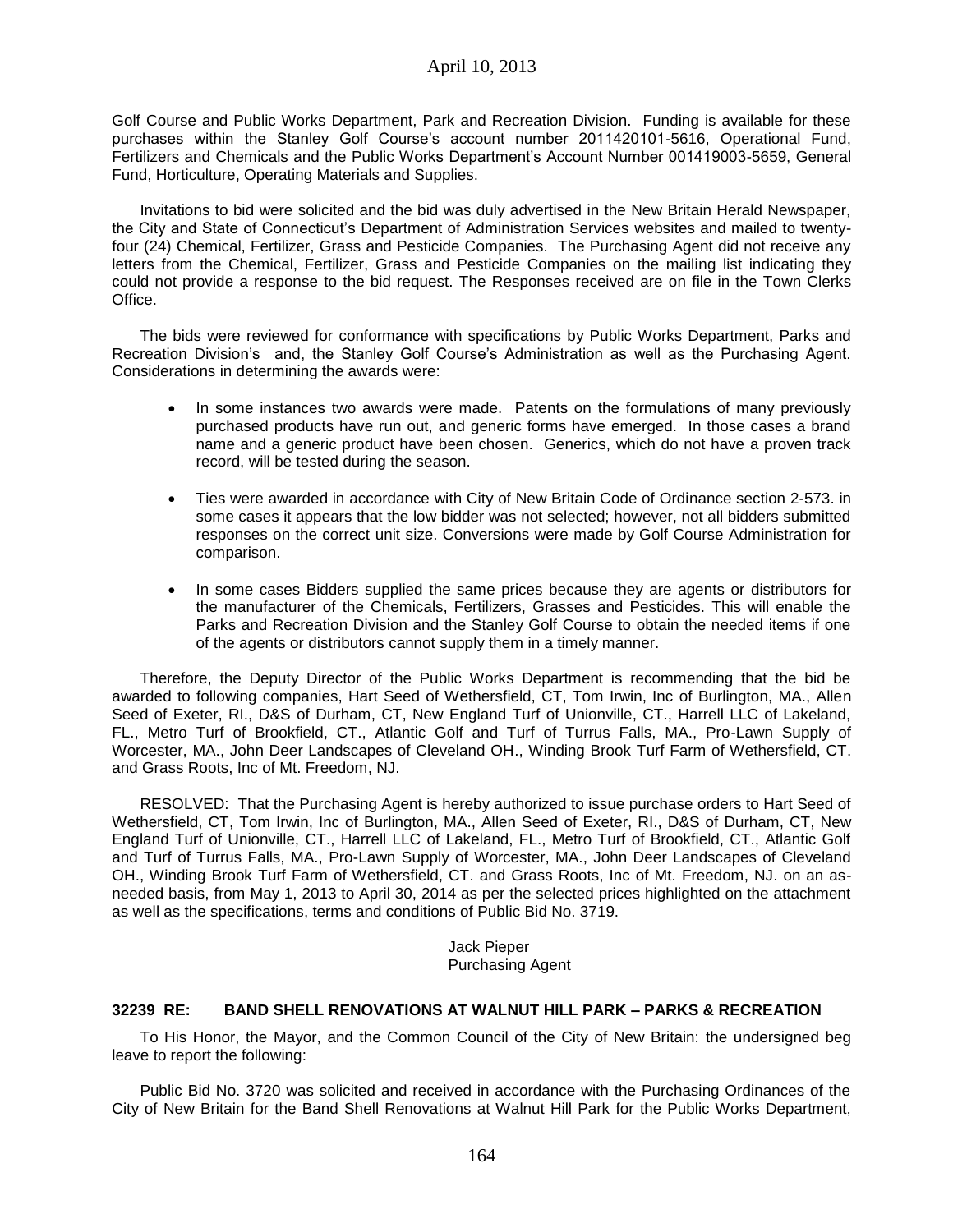Golf Course and Public Works Department, Park and Recreation Division. Funding is available for these purchases within the Stanley Golf Course's account number 2011420101-5616, Operational Fund, Fertilizers and Chemicals and the Public Works Department's Account Number 001419003-5659, General Fund, Horticulture, Operating Materials and Supplies.

Invitations to bid were solicited and the bid was duly advertised in the New Britain Herald Newspaper, the City and State of Connecticut's Department of Administration Services websites and mailed to twenty-four (24) Chemical, Fertilizer, Grass and Pesticide Companies. The Purchasing Agent did not receive any letters from the Chemical, Fertilizer, Grass and Pesticide Companies on the mailing list indicating they could not provide a response to the bid request. The Responses received are on file in the Town Clerks Office.

The bids were reviewed for conformance with specifications by Public Works Department, Parks and Recreation Division's and, the Stanley Golf Course's Administration as well as the Purchasing Agent. Considerations in determining the awards were:

- In some instances two awards were made. Patents on the formulations of many previously purchased products have run out, and generic forms have emerged. In those cases a brand name and a generic product have been chosen. Generics, which do not have a proven track record, will be tested during the season.
- Ties were awarded in accordance with City of New Britain Code of Ordinance section 2-573. in some cases it appears that the low bidder was not selected; however, not all bidders submitted responses on the correct unit size. Conversions were made by Golf Course Administration for comparison.
- In some cases Bidders supplied the same prices because they are agents or distributors for the manufacturer of the Chemicals, Fertilizers, Grasses and Pesticides. This will enable the Parks and Recreation Division and the Stanley Golf Course to obtain the needed items if one of the agents or distributors cannot supply them in a timely manner.

Therefore, the Deputy Director of the Public Works Department is recommending that the bid be awarded to following companies, Hart Seed of Wethersfield, CT, Tom Irwin, Inc of Burlington, MA., Allen Seed of Exeter, RI., D&S of Durham, CT, New England Turf of Unionville, CT., Harrell LLC of Lakeland, FL., Metro Turf of Brookfield, CT., Atlantic Golf and Turf of Turrus Falls, MA., Pro-Lawn Supply of Worcester, MA., John Deer Landscapes of Cleveland OH., Winding Brook Turf Farm of Wethersfield, CT. and Grass Roots, Inc of Mt. Freedom, NJ.

RESOLVED: That the Purchasing Agent is hereby authorized to issue purchase orders to Hart Seed of Wethersfield, CT, Tom Irwin, Inc of Burlington, MA., Allen Seed of Exeter, RI., D&S of Durham, CT, New England Turf of Unionville, CT., Harrell LLC of Lakeland, FL., Metro Turf of Brookfield, CT., Atlantic Golf and Turf of Turrus Falls, MA., Pro-Lawn Supply of Worcester, MA., John Deer Landscapes of Cleveland OH., Winding Brook Turf Farm of Wethersfield, CT. and Grass Roots, Inc of Mt. Freedom, NJ. on an as-needed basis, from May 1, 2013 to April 30, 2014 as per the selected prices highlighted on the attachment as well as the specifications, terms and conditions of Public Bid No. 3719.

Jack Pieper
Purchasing Agent

**32239 RE: BAND SHELL RENOVATIONS AT WALNUT HILL PARK – PARKS & RECREATION**

To His Honor, the Mayor, and the Common Council of the City of New Britain: the undersigned beg leave to report the following:

Public Bid No. 3720 was solicited and received in accordance with the Purchasing Ordinances of the City of New Britain for the Band Shell Renovations at Walnut Hill Park for the Public Works Department,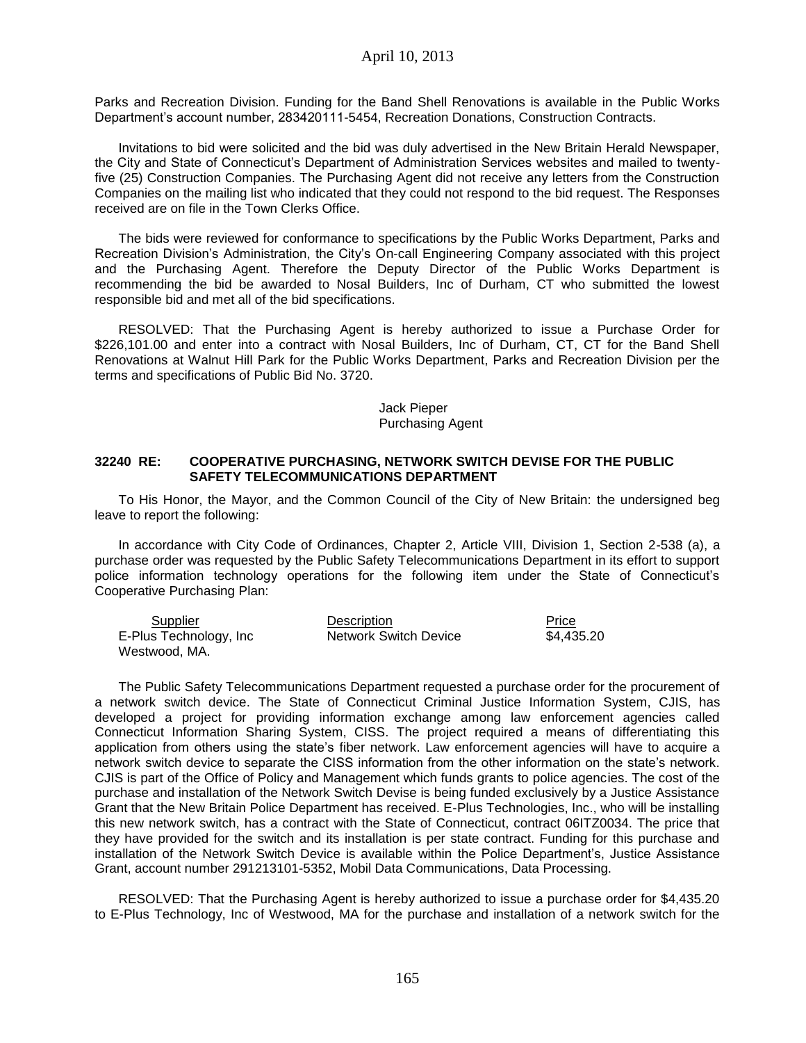Parks and Recreation Division. Funding for the Band Shell Renovations is available in the Public Works Department's account number, 283420111-5454, Recreation Donations, Construction Contracts.

Invitations to bid were solicited and the bid was duly advertised in the New Britain Herald Newspaper, the City and State of Connecticut's Department of Administration Services websites and mailed to twenty-five (25) Construction Companies. The Purchasing Agent did not receive any letters from the Construction Companies on the mailing list who indicated that they could not respond to the bid request. The Responses received are on file in the Town Clerks Office.

The bids were reviewed for conformance to specifications by the Public Works Department, Parks and Recreation Division's Administration, the City's On-call Engineering Company associated with this project and the Purchasing Agent. Therefore the Deputy Director of the Public Works Department is recommending the bid be awarded to Nosal Builders, Inc of Durham, CT who submitted the lowest responsible bid and met all of the bid specifications.

RESOLVED: That the Purchasing Agent is hereby authorized to issue a Purchase Order for $226,101.00 and enter into a contract with Nosal Builders, Inc of Durham, CT, CT for the Band Shell Renovations at Walnut Hill Park for the Public Works Department, Parks and Recreation Division per the terms and specifications of Public Bid No. 3720.

Jack Pieper
Purchasing Agent

**32240 RE: COOPERATIVE PURCHASING, NETWORK SWITCH DEVISE FOR THE PUBLIC SAFETY TELECOMMUNICATIONS DEPARTMENT**

To His Honor, the Mayor, and the Common Council of the City of New Britain: the undersigned beg leave to report the following:

In accordance with City Code of Ordinances, Chapter 2, Article VIII, Division 1, Section 2-538 (a), a purchase order was requested by the Public Safety Telecommunications Department in its effort to support police information technology operations for the following item under the State of Connecticut's Cooperative Purchasing Plan:

| Supplier | Description | Price |
|---|---|---|
| E-Plus Technology, Inc Westwood, MA. | Network Switch Device | $4,435.20 |

The Public Safety Telecommunications Department requested a purchase order for the procurement of a network switch device. The State of Connecticut Criminal Justice Information System, CJIS, has developed a project for providing information exchange among law enforcement agencies called Connecticut Information Sharing System, CISS. The project required a means of differentiating this application from others using the state's fiber network. Law enforcement agencies will have to acquire a network switch device to separate the CISS information from the other information on the state's network. CJIS is part of the Office of Policy and Management which funds grants to police agencies. The cost of the purchase and installation of the Network Switch Devise is being funded exclusively by a Justice Assistance Grant that the New Britain Police Department has received. E-Plus Technologies, Inc., who will be installing this new network switch, has a contract with the State of Connecticut, contract 06ITZ0034. The price that they have provided for the switch and its installation is per state contract. Funding for this purchase and installation of the Network Switch Device is available within the Police Department's, Justice Assistance Grant, account number 291213101-5352, Mobil Data Communications, Data Processing.

RESOLVED: That the Purchasing Agent is hereby authorized to issue a purchase order for $4,435.20 to E-Plus Technology, Inc of Westwood, MA for the purchase and installation of a network switch for the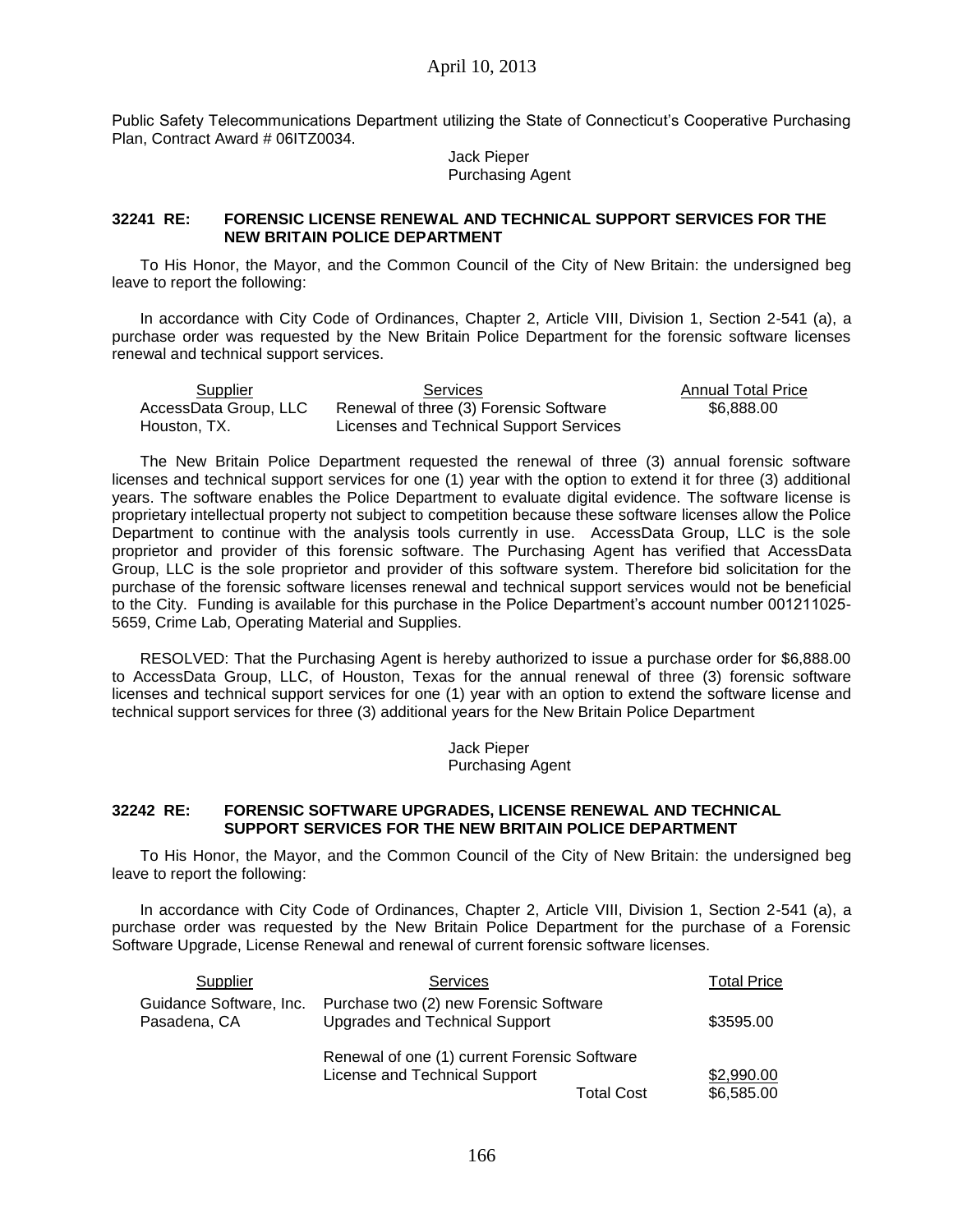Public Safety Telecommunications Department utilizing the State of Connecticut's Cooperative Purchasing Plan, Contract Award # 06ITZ0034.

Jack Pieper
Purchasing Agent

### 32241 RE: FORENSIC LICENSE RENEWAL AND TECHNICAL SUPPORT SERVICES FOR THE NEW BRITAIN POLICE DEPARTMENT

To His Honor, the Mayor, and the Common Council of the City of New Britain: the undersigned beg leave to report the following:

In accordance with City Code of Ordinances, Chapter 2, Article VIII, Division 1, Section 2-541 (a), a purchase order was requested by the New Britain Police Department for the forensic software licenses renewal and technical support services.

| Supplier | Services | Annual Total Price |
|---|---|---|
| AccessData Group, LLC<br>Houston, TX. | Renewal of three (3) Forensic Software Licenses and Technical Support Services | $6,888.00 |

The New Britain Police Department requested the renewal of three (3) annual forensic software licenses and technical support services for one (1) year with the option to extend it for three (3) additional years. The software enables the Police Department to evaluate digital evidence. The software license is proprietary intellectual property not subject to competition because these software licenses allow the Police Department to continue with the analysis tools currently in use. AccessData Group, LLC is the sole proprietor and provider of this forensic software. The Purchasing Agent has verified that AccessData Group, LLC is the sole proprietor and provider of this software system. Therefore bid solicitation for the purchase of the forensic software licenses renewal and technical support services would not be beneficial to the City. Funding is available for this purchase in the Police Department's account number 001211025-5659, Crime Lab, Operating Material and Supplies.

RESOLVED: That the Purchasing Agent is hereby authorized to issue a purchase order for $6,888.00 to AccessData Group, LLC, of Houston, Texas for the annual renewal of three (3) forensic software licenses and technical support services for one (1) year with an option to extend the software license and technical support services for three (3) additional years for the New Britain Police Department

Jack Pieper
Purchasing Agent

### 32242 RE: FORENSIC SOFTWARE UPGRADES, LICENSE RENEWAL AND TECHNICAL SUPPORT SERVICES FOR THE NEW BRITAIN POLICE DEPARTMENT

To His Honor, the Mayor, and the Common Council of the City of New Britain: the undersigned beg leave to report the following:

In accordance with City Code of Ordinances, Chapter 2, Article VIII, Division 1, Section 2-541 (a), a purchase order was requested by the New Britain Police Department for the purchase of a Forensic Software Upgrade, License Renewal and renewal of current forensic software licenses.

| Supplier | Services | Total Price |
|---|---|---|
| Guidance Software, Inc.<br>Pasadena, CA | Purchase two (2) new Forensic Software Upgrades and Technical Support | $3595.00 |
| | Renewal of one (1) current Forensic Software License and Technical Support | $2,990.00 |
| | Total Cost | $6,585.00 |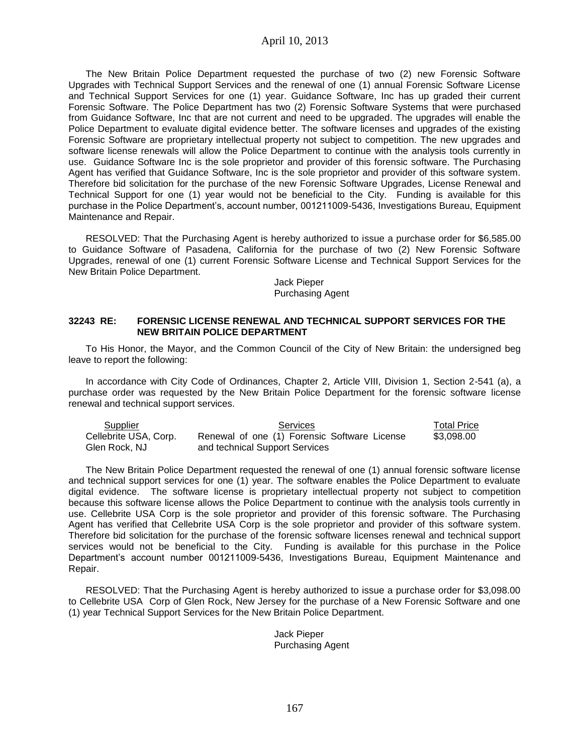The New Britain Police Department requested the purchase of two (2) new Forensic Software Upgrades with Technical Support Services and the renewal of one (1) annual Forensic Software License and Technical Support Services for one (1) year. Guidance Software, Inc has up graded their current Forensic Software. The Police Department has two (2) Forensic Software Systems that were purchased from Guidance Software, Inc that are not current and need to be upgraded. The upgrades will enable the Police Department to evaluate digital evidence better. The software licenses and upgrades of the existing Forensic Software are proprietary intellectual property not subject to competition. The new upgrades and software license renewals will allow the Police Department to continue with the analysis tools currently in use. Guidance Software Inc is the sole proprietor and provider of this forensic software. The Purchasing Agent has verified that Guidance Software, Inc is the sole proprietor and provider of this software system. Therefore bid solicitation for the purchase of the new Forensic Software Upgrades, License Renewal and Technical Support for one (1) year would not be beneficial to the City. Funding is available for this purchase in the Police Department's, account number, 001211009-5436, Investigations Bureau, Equipment Maintenance and Repair.

RESOLVED: That the Purchasing Agent is hereby authorized to issue a purchase order for $6,585.00 to Guidance Software of Pasadena, California for the purchase of two (2) New Forensic Software Upgrades, renewal of one (1) current Forensic Software License and Technical Support Services for the New Britain Police Department.

Jack Pieper
Purchasing Agent

**32243 RE: FORENSIC LICENSE RENEWAL AND TECHNICAL SUPPORT SERVICES FOR THE NEW BRITAIN POLICE DEPARTMENT**

To His Honor, the Mayor, and the Common Council of the City of New Britain: the undersigned beg leave to report the following:

In accordance with City Code of Ordinances, Chapter 2, Article VIII, Division 1, Section 2-541 (a), a purchase order was requested by the New Britain Police Department for the forensic software license renewal and technical support services.

| Supplier | Services | Total Price |
|---|---|---|
| Cellebrite USA, Corp. Glen Rock, NJ | Renewal of one (1) Forensic Software License and technical Support Services | $3,098.00 |

The New Britain Police Department requested the renewal of one (1) annual forensic software license and technical support services for one (1) year. The software enables the Police Department to evaluate digital evidence. The software license is proprietary intellectual property not subject to competition because this software license allows the Police Department to continue with the analysis tools currently in use. Cellebrite USA Corp is the sole proprietor and provider of this forensic software. The Purchasing Agent has verified that Cellebrite USA Corp is the sole proprietor and provider of this software system. Therefore bid solicitation for the purchase of the forensic software licenses renewal and technical support services would not be beneficial to the City. Funding is available for this purchase in the Police Department's account number 001211009-5436, Investigations Bureau, Equipment Maintenance and Repair.

RESOLVED: That the Purchasing Agent is hereby authorized to issue a purchase order for $3,098.00 to Cellebrite USA Corp of Glen Rock, New Jersey for the purchase of a New Forensic Software and one (1) year Technical Support Services for the New Britain Police Department.

Jack Pieper
Purchasing Agent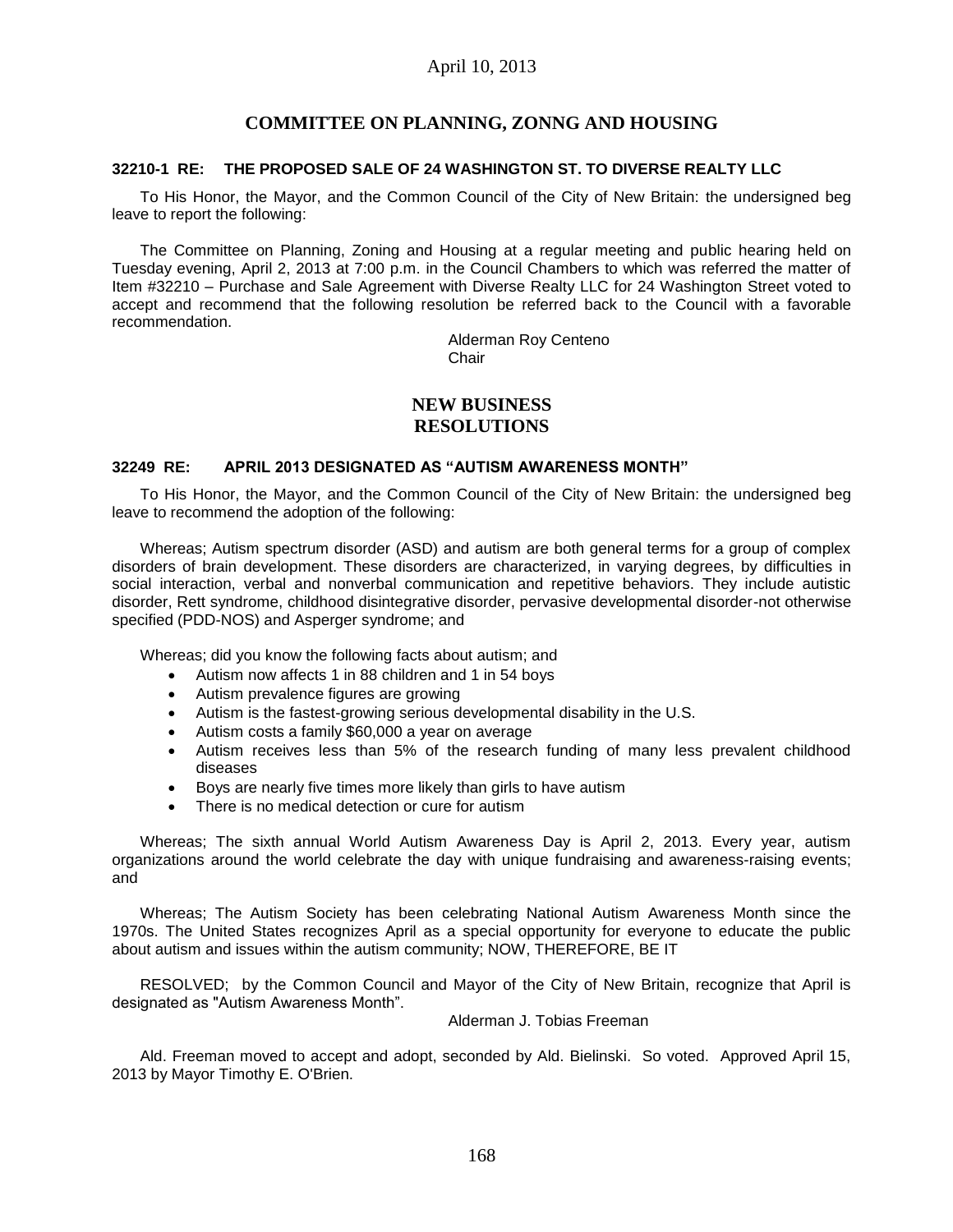## COMMITTEE ON PLANNING, ZONNG AND HOUSING

### 32210-1 RE: THE PROPOSED SALE OF 24 WASHINGTON ST. TO DIVERSE REALTY LLC

To His Honor, the Mayor, and the Common Council of the City of New Britain: the undersigned beg leave to report the following:

The Committee on Planning, Zoning and Housing at a regular meeting and public hearing held on Tuesday evening, April 2, 2013 at 7:00 p.m. in the Council Chambers to which was referred the matter of Item #32210 – Purchase and Sale Agreement with Diverse Realty LLC for 24 Washington Street voted to accept and recommend that the following resolution be referred back to the Council with a favorable recommendation.

Alderman Roy Centeno
Chair

## NEW BUSINESS
## RESOLUTIONS

### 32249 RE: APRIL 2013 DESIGNATED AS "AUTISM AWARENESS MONTH"

To His Honor, the Mayor, and the Common Council of the City of New Britain: the undersigned beg leave to recommend the adoption of the following:

Whereas; Autism spectrum disorder (ASD) and autism are both general terms for a group of complex disorders of brain development. These disorders are characterized, in varying degrees, by difficulties in social interaction, verbal and nonverbal communication and repetitive behaviors. They include autistic disorder, Rett syndrome, childhood disintegrative disorder, pervasive developmental disorder-not otherwise specified (PDD-NOS) and Asperger syndrome; and

Whereas; did you know the following facts about autism; and

- Autism now affects 1 in 88 children and 1 in 54 boys
- Autism prevalence figures are growing
- Autism is the fastest-growing serious developmental disability in the U.S.
- Autism costs a family $60,000 a year on average
- Autism receives less than 5% of the research funding of many less prevalent childhood diseases
- Boys are nearly five times more likely than girls to have autism
- There is no medical detection or cure for autism

Whereas; The sixth annual World Autism Awareness Day is April 2, 2013. Every year, autism organizations around the world celebrate the day with unique fundraising and awareness-raising events; and

Whereas; The Autism Society has been celebrating National Autism Awareness Month since the 1970s. The United States recognizes April as a special opportunity for everyone to educate the public about autism and issues within the autism community; NOW, THEREFORE, BE IT

RESOLVED; by the Common Council and Mayor of the City of New Britain, recognize that April is designated as "Autism Awareness Month".

Alderman J. Tobias Freeman

Ald. Freeman moved to accept and adopt, seconded by Ald. Bielinski. So voted. Approved April 15, 2013 by Mayor Timothy E. O'Brien.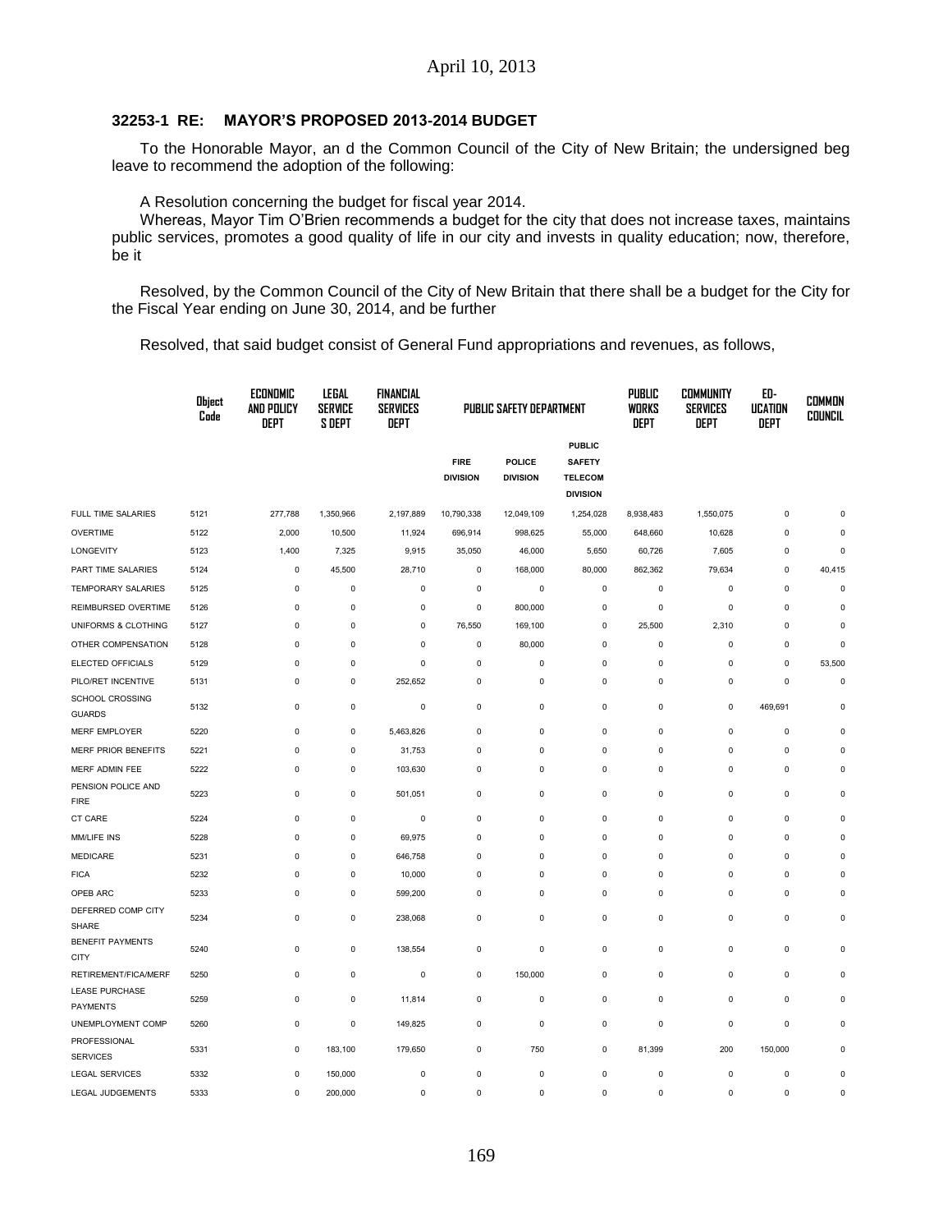April 10, 2013

**32253-1 RE: MAYOR'S PROPOSED 2013-2014 BUDGET**

To the Honorable Mayor, an d the Common Council of the City of New Britain; the undersigned beg leave to recommend the adoption of the following:

A Resolution concerning the budget for fiscal year 2014.

Whereas, Mayor Tim O'Brien recommends a budget for the city that does not increase taxes, maintains public services, promotes a good quality of life in our city and invests in quality education; now, therefore, be it

Resolved, by the Common Council of the City of New Britain that there shall be a budget for the City for the Fiscal Year ending on June 30, 2014, and be further

Resolved, that said budget consist of General Fund appropriations and revenues, as follows,

| | Object Code | ECONOMIC AND POLICY DEPT | LEGAL SERVICE S DEPT | FINANCIAL SERVICES DEPT | PUBLIC SAFETY DEPARTMENT | | | PUBLIC WORKS DEPT | COMMUNITY SERVICES DEPT | ED-UCATION DEPT | COMMON COUNCIL |
|---|---|---|---|---|---|---|---|---|---|---|---|
| | | | | | FIRE DIVISION | POLICE DIVISION | PUBLIC SAFETY TELECOM DIVISION | | | | |
| FULL TIME SALARIES | 5121 | 277,788 | 1,350,966 | 2,197,889 | 10,790,338 | 12,049,109 | 1,254,028 | 8,938,483 | 1,550,075 | 0 | 0 |
| OVERTIME | 5122 | 2,000 | 10,500 | 11,924 | 696,914 | 998,625 | 55,000 | 648,660 | 10,628 | 0 | 0 |
| LONGEVITY | 5123 | 1,400 | 7,325 | 9,915 | 35,050 | 46,000 | 5,650 | 60,726 | 7,605 | 0 | 0 |
| PART TIME SALARIES | 5124 | 0 | 45,500 | 28,710 | 0 | 168,000 | 80,000 | 862,362 | 79,634 | 0 | 40,415 |
| TEMPORARY SALARIES | 5125 | 0 | 0 | 0 | 0 | 0 | 0 | 0 | 0 | 0 | 0 |
| REIMBURSED OVERTIME | 5126 | 0 | 0 | 0 | 0 | 800,000 | 0 | 0 | 0 | 0 | 0 |
| UNIFORMS & CLOTHING | 5127 | 0 | 0 | 0 | 76,550 | 169,100 | 0 | 25,500 | 2,310 | 0 | 0 |
| OTHER COMPENSATION | 5128 | 0 | 0 | 0 | 0 | 80,000 | 0 | 0 | 0 | 0 | 0 |
| ELECTED OFFICIALS | 5129 | 0 | 0 | 0 | 0 | 0 | 0 | 0 | 0 | 0 | 53,500 |
| PILO/RET INCENTIVE | 5131 | 0 | 0 | 252,652 | 0 | 0 | 0 | 0 | 0 | 0 | 0 |
| SCHOOL CROSSING GUARDS | 5132 | 0 | 0 | 0 | 0 | 0 | 0 | 0 | 0 | 469,691 | 0 |
| MERF EMPLOYER | 5220 | 0 | 0 | 5,463,826 | 0 | 0 | 0 | 0 | 0 | 0 | 0 |
| MERF PRIOR BENEFITS | 5221 | 0 | 0 | 31,753 | 0 | 0 | 0 | 0 | 0 | 0 | 0 |
| MERF ADMIN FEE | 5222 | 0 | 0 | 103,630 | 0 | 0 | 0 | 0 | 0 | 0 | 0 |
| PENSION POLICE AND FIRE | 5223 | 0 | 0 | 501,051 | 0 | 0 | 0 | 0 | 0 | 0 | 0 |
| CT CARE | 5224 | 0 | 0 | 0 | 0 | 0 | 0 | 0 | 0 | 0 | 0 |
| MM/LIFE INS | 5228 | 0 | 0 | 69,975 | 0 | 0 | 0 | 0 | 0 | 0 | 0 |
| MEDICARE | 5231 | 0 | 0 | 646,758 | 0 | 0 | 0 | 0 | 0 | 0 | 0 |
| FICA | 5232 | 0 | 0 | 10,000 | 0 | 0 | 0 | 0 | 0 | 0 | 0 |
| OPEB ARC | 5233 | 0 | 0 | 599,200 | 0 | 0 | 0 | 0 | 0 | 0 | 0 |
| DEFERRED COMP CITY SHARE | 5234 | 0 | 0 | 238,068 | 0 | 0 | 0 | 0 | 0 | 0 | 0 |
| BENEFIT PAYMENTS CITY | 5240 | 0 | 0 | 138,554 | 0 | 0 | 0 | 0 | 0 | 0 | 0 |
| RETIREMENT/FICA/MERF | 5250 | 0 | 0 | 0 | 0 | 150,000 | 0 | 0 | 0 | 0 | 0 |
| LEASE PURCHASE PAYMENTS | 5259 | 0 | 0 | 11,814 | 0 | 0 | 0 | 0 | 0 | 0 | 0 |
| UNEMPLOYMENT COMP | 5260 | 0 | 0 | 149,825 | 0 | 0 | 0 | 0 | 0 | 0 | 0 |
| PROFESSIONAL SERVICES | 5331 | 0 | 183,100 | 179,650 | 0 | 750 | 0 | 81,399 | 200 | 150,000 | 0 |
| LEGAL SERVICES | 5332 | 0 | 150,000 | 0 | 0 | 0 | 0 | 0 | 0 | 0 | 0 |
| LEGAL JUDGEMENTS | 5333 | 0 | 200,000 | 0 | 0 | 0 | 0 | 0 | 0 | 0 | 0 |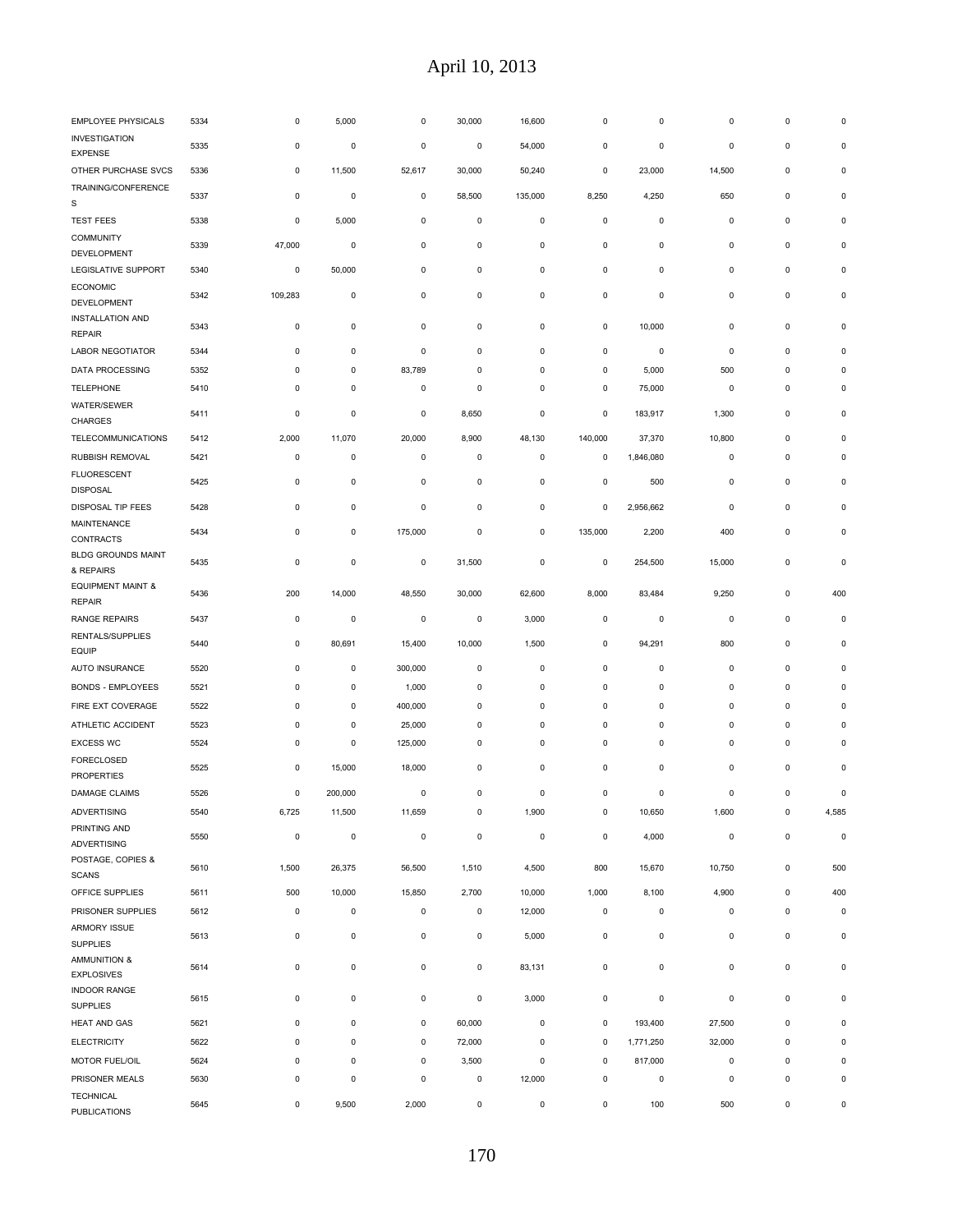| | | | | | | | | | | | |
|---|---|---|---|---|---|---|---|---|---|---|---|
| EMPLOYEE PHYSICALS | 5334 | 0 | 5,000 | 0 | 30,000 | 16,600 | 0 | 0 | 0 | 0 | 0 |
| INVESTIGATION EXPENSE | 5335 | 0 | 0 | 0 | 0 | 54,000 | 0 | 0 | 0 | 0 | 0 |
| OTHER PURCHASE SVCS | 5336 | 0 | 11,500 | 52,617 | 30,000 | 50,240 | 0 | 23,000 | 14,500 | 0 | 0 |
| TRAINING/CONFERENCES | 5337 | 0 | 0 | 0 | 58,500 | 135,000 | 8,250 | 4,250 | 650 | 0 | 0 |
| TEST FEES | 5338 | 0 | 5,000 | 0 | 0 | 0 | 0 | 0 | 0 | 0 | 0 |
| COMMUNITY DEVELOPMENT | 5339 | 47,000 | 0 | 0 | 0 | 0 | 0 | 0 | 0 | 0 | 0 |
| LEGISLATIVE SUPPORT | 5340 | 0 | 50,000 | 0 | 0 | 0 | 0 | 0 | 0 | 0 | 0 |
| ECONOMIC DEVELOPMENT | 5342 | 109,283 | 0 | 0 | 0 | 0 | 0 | 0 | 0 | 0 | 0 |
| INSTALLATION AND REPAIR | 5343 | 0 | 0 | 0 | 0 | 0 | 0 | 10,000 | 0 | 0 | 0 |
| LABOR NEGOTIATOR | 5344 | 0 | 0 | 0 | 0 | 0 | 0 | 0 | 0 | 0 | 0 |
| DATA PROCESSING | 5352 | 0 | 0 | 83,789 | 0 | 0 | 0 | 5,000 | 500 | 0 | 0 |
| TELEPHONE | 5410 | 0 | 0 | 0 | 0 | 0 | 0 | 75,000 | 0 | 0 | 0 |
| WATER/SEWER CHARGES | 5411 | 0 | 0 | 0 | 8,650 | 0 | 0 | 183,917 | 1,300 | 0 | 0 |
| TELECOMMUNICATIONS | 5412 | 2,000 | 11,070 | 20,000 | 8,900 | 48,130 | 140,000 | 37,370 | 10,800 | 0 | 0 |
| RUBBISH REMOVAL | 5421 | 0 | 0 | 0 | 0 | 0 | 0 | 1,846,080 | 0 | 0 | 0 |
| FLUORESCENT DISPOSAL | 5425 | 0 | 0 | 0 | 0 | 0 | 0 | 500 | 0 | 0 | 0 |
| DISPOSAL TIP FEES | 5428 | 0 | 0 | 0 | 0 | 0 | 0 | 2,956,662 | 0 | 0 | 0 |
| MAINTENANCE CONTRACTS | 5434 | 0 | 0 | 175,000 | 0 | 0 | 135,000 | 2,200 | 400 | 0 | 0 |
| BLDG GROUNDS MAINT & REPAIRS | 5435 | 0 | 0 | 0 | 31,500 | 0 | 0 | 254,500 | 15,000 | 0 | 0 |
| EQUIPMENT MAINT & REPAIR | 5436 | 200 | 14,000 | 48,550 | 30,000 | 62,600 | 8,000 | 83,484 | 9,250 | 0 | 400 |
| RANGE REPAIRS | 5437 | 0 | 0 | 0 | 0 | 3,000 | 0 | 0 | 0 | 0 | 0 |
| RENTALS/SUPPLIES EQUIP | 5440 | 0 | 80,691 | 15,400 | 10,000 | 1,500 | 0 | 94,291 | 800 | 0 | 0 |
| AUTO INSURANCE | 5520 | 0 | 0 | 300,000 | 0 | 0 | 0 | 0 | 0 | 0 | 0 |
| BONDS - EMPLOYEES | 5521 | 0 | 0 | 1,000 | 0 | 0 | 0 | 0 | 0 | 0 | 0 |
| FIRE EXT COVERAGE | 5522 | 0 | 0 | 400,000 | 0 | 0 | 0 | 0 | 0 | 0 | 0 |
| ATHLETIC ACCIDENT | 5523 | 0 | 0 | 25,000 | 0 | 0 | 0 | 0 | 0 | 0 | 0 |
| EXCESS WC | 5524 | 0 | 0 | 125,000 | 0 | 0 | 0 | 0 | 0 | 0 | 0 |
| FORECLOSED PROPERTIES | 5525 | 0 | 15,000 | 18,000 | 0 | 0 | 0 | 0 | 0 | 0 | 0 |
| DAMAGE CLAIMS | 5526 | 0 | 200,000 | 0 | 0 | 0 | 0 | 0 | 0 | 0 | 0 |
| ADVERTISING | 5540 | 6,725 | 11,500 | 11,659 | 0 | 1,900 | 0 | 10,650 | 1,600 | 0 | 4,585 |
| PRINTING AND ADVERTISING | 5550 | 0 | 0 | 0 | 0 | 0 | 0 | 4,000 | 0 | 0 | 0 |
| POSTAGE, COPIES & SCANS | 5610 | 1,500 | 26,375 | 56,500 | 1,510 | 4,500 | 800 | 15,670 | 10,750 | 0 | 500 |
| OFFICE SUPPLIES | 5611 | 500 | 10,000 | 15,850 | 2,700 | 10,000 | 1,000 | 8,100 | 4,900 | 0 | 400 |
| PRISONER SUPPLIES | 5612 | 0 | 0 | 0 | 0 | 12,000 | 0 | 0 | 0 | 0 | 0 |
| ARMORY ISSUE SUPPLIES | 5613 | 0 | 0 | 0 | 0 | 5,000 | 0 | 0 | 0 | 0 | 0 |
| AMMUNITION & EXPLOSIVES | 5614 | 0 | 0 | 0 | 0 | 83,131 | 0 | 0 | 0 | 0 | 0 |
| INDOOR RANGE SUPPLIES | 5615 | 0 | 0 | 0 | 0 | 3,000 | 0 | 0 | 0 | 0 | 0 |
| HEAT AND GAS | 5621 | 0 | 0 | 0 | 60,000 | 0 | 0 | 193,400 | 27,500 | 0 | 0 |
| ELECTRICITY | 5622 | 0 | 0 | 0 | 72,000 | 0 | 0 | 1,771,250 | 32,000 | 0 | 0 |
| MOTOR FUEL/OIL | 5624 | 0 | 0 | 0 | 3,500 | 0 | 0 | 817,000 | 0 | 0 | 0 |
| PRISONER MEALS | 5630 | 0 | 0 | 0 | 0 | 12,000 | 0 | 0 | 0 | 0 | 0 |
| TECHNICAL PUBLICATIONS | 5645 | 0 | 9,500 | 2,000 | 0 | 0 | 0 | 100 | 500 | 0 | 0 |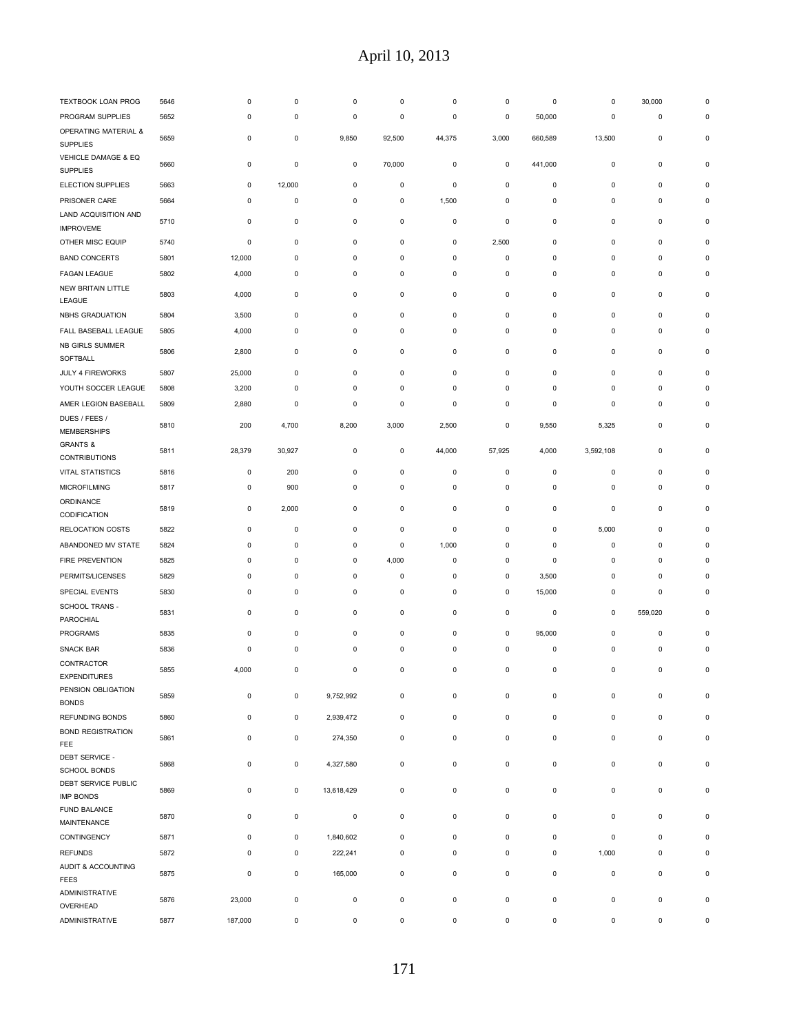| | | | | | | | | | | | |
|---|---|---|---|---|---|---|---|---|---|---|---|
| TEXTBOOK LOAN PROG | 5646 | 0 | 0 | 0 | 0 | 0 | 0 | 0 | 0 | 30,000 | 0 |
| PROGRAM SUPPLIES | 5652 | 0 | 0 | 0 | 0 | 0 | 0 | 50,000 | 0 | 0 | 0 |
| OPERATING MATERIAL & SUPPLIES | 5659 | 0 | 0 | 9,850 | 92,500 | 44,375 | 3,000 | 660,589 | 13,500 | 0 | 0 |
| VEHICLE DAMAGE & EQ SUPPLIES | 5660 | 0 | 0 | 0 | 70,000 | 0 | 0 | 441,000 | 0 | 0 | 0 |
| ELECTION SUPPLIES | 5663 | 0 | 12,000 | 0 | 0 | 0 | 0 | 0 | 0 | 0 | 0 |
| PRISONER CARE | 5664 | 0 | 0 | 0 | 0 | 1,500 | 0 | 0 | 0 | 0 | 0 |
| LAND ACQUISITION AND IMPROVEME | 5710 | 0 | 0 | 0 | 0 | 0 | 0 | 0 | 0 | 0 | 0 |
| OTHER MISC EQUIP | 5740 | 0 | 0 | 0 | 0 | 0 | 2,500 | 0 | 0 | 0 | 0 |
| BAND CONCERTS | 5801 | 12,000 | 0 | 0 | 0 | 0 | 0 | 0 | 0 | 0 | 0 |
| FAGAN LEAGUE | 5802 | 4,000 | 0 | 0 | 0 | 0 | 0 | 0 | 0 | 0 | 0 |
| NEW BRITAIN LITTLE LEAGUE | 5803 | 4,000 | 0 | 0 | 0 | 0 | 0 | 0 | 0 | 0 | 0 |
| NBHS GRADUATION | 5804 | 3,500 | 0 | 0 | 0 | 0 | 0 | 0 | 0 | 0 | 0 |
| FALL BASEBALL LEAGUE | 5805 | 4,000 | 0 | 0 | 0 | 0 | 0 | 0 | 0 | 0 | 0 |
| NB GIRLS SUMMER SOFTBALL | 5806 | 2,800 | 0 | 0 | 0 | 0 | 0 | 0 | 0 | 0 | 0 |
| JULY 4 FIREWORKS | 5807 | 25,000 | 0 | 0 | 0 | 0 | 0 | 0 | 0 | 0 | 0 |
| YOUTH SOCCER LEAGUE | 5808 | 3,200 | 0 | 0 | 0 | 0 | 0 | 0 | 0 | 0 | 0 |
| AMER LEGION BASEBALL | 5809 | 2,880 | 0 | 0 | 0 | 0 | 0 | 0 | 0 | 0 | 0 |
| DUES / FEES / MEMBERSHIPS | 5810 | 200 | 4,700 | 8,200 | 3,000 | 2,500 | 0 | 9,550 | 5,325 | 0 | 0 |
| GRANTS & CONTRIBUTIONS | 5811 | 28,379 | 30,927 | 0 | 0 | 44,000 | 57,925 | 4,000 | 3,592,108 | 0 | 0 |
| VITAL STATISTICS | 5816 | 0 | 200 | 0 | 0 | 0 | 0 | 0 | 0 | 0 | 0 |
| MICROFILMING | 5817 | 0 | 900 | 0 | 0 | 0 | 0 | 0 | 0 | 0 | 0 |
| ORDINANCE CODIFICATION | 5819 | 0 | 2,000 | 0 | 0 | 0 | 0 | 0 | 0 | 0 | 0 |
| RELOCATION COSTS | 5822 | 0 | 0 | 0 | 0 | 0 | 0 | 0 | 5,000 | 0 | 0 |
| ABANDONED MV STATE | 5824 | 0 | 0 | 0 | 0 | 1,000 | 0 | 0 | 0 | 0 | 0 |
| FIRE PREVENTION | 5825 | 0 | 0 | 0 | 4,000 | 0 | 0 | 0 | 0 | 0 | 0 |
| PERMITS/LICENSES | 5829 | 0 | 0 | 0 | 0 | 0 | 0 | 3,500 | 0 | 0 | 0 |
| SPECIAL EVENTS | 5830 | 0 | 0 | 0 | 0 | 0 | 0 | 15,000 | 0 | 0 | 0 |
| SCHOOL TRANS - PAROCHIAL | 5831 | 0 | 0 | 0 | 0 | 0 | 0 | 0 | 0 | 559,020 | 0 |
| PROGRAMS | 5835 | 0 | 0 | 0 | 0 | 0 | 0 | 95,000 | 0 | 0 | 0 |
| SNACK BAR | 5836 | 0 | 0 | 0 | 0 | 0 | 0 | 0 | 0 | 0 | 0 |
| CONTRACTOR EXPENDITURES | 5855 | 4,000 | 0 | 0 | 0 | 0 | 0 | 0 | 0 | 0 | 0 |
| PENSION OBLIGATION BONDS | 5859 | 0 | 0 | 9,752,992 | 0 | 0 | 0 | 0 | 0 | 0 | 0 |
| REFUNDING BONDS | 5860 | 0 | 0 | 2,939,472 | 0 | 0 | 0 | 0 | 0 | 0 | 0 |
| BOND REGISTRATION FEE | 5861 | 0 | 0 | 274,350 | 0 | 0 | 0 | 0 | 0 | 0 | 0 |
| DEBT SERVICE - SCHOOL BONDS | 5868 | 0 | 0 | 4,327,580 | 0 | 0 | 0 | 0 | 0 | 0 | 0 |
| DEBT SERVICE PUBLIC IMP BONDS | 5869 | 0 | 0 | 13,618,429 | 0 | 0 | 0 | 0 | 0 | 0 | 0 |
| FUND BALANCE MAINTENANCE | 5870 | 0 | 0 | 0 | 0 | 0 | 0 | 0 | 0 | 0 | 0 |
| CONTINGENCY | 5871 | 0 | 0 | 1,840,602 | 0 | 0 | 0 | 0 | 0 | 0 | 0 |
| REFUNDS | 5872 | 0 | 0 | 222,241 | 0 | 0 | 0 | 0 | 1,000 | 0 | 0 |
| AUDIT & ACCOUNTING FEES | 5875 | 0 | 0 | 165,000 | 0 | 0 | 0 | 0 | 0 | 0 | 0 |
| ADMINISTRATIVE OVERHEAD | 5876 | 23,000 | 0 | 0 | 0 | 0 | 0 | 0 | 0 | 0 | 0 |
| ADMINISTRATIVE | 5877 | 187,000 | 0 | 0 | 0 | 0 | 0 | 0 | 0 | 0 | 0 |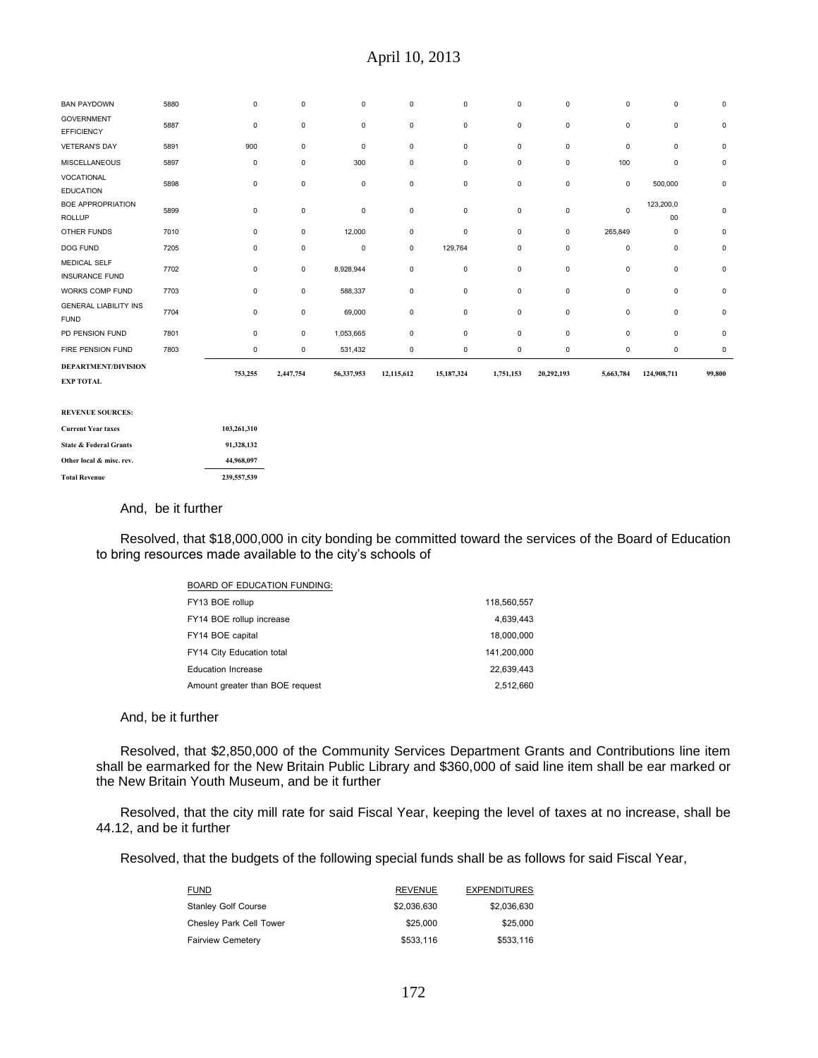| | | | | | | | | | | | |
|---|---|---|---|---|---|---|---|---|---|---|---|
| BAN PAYDOWN | 5880 | 0 | 0 | 0 | 0 | 0 | 0 | 0 | 0 | 0 | 0 |
| GOVERNMENT EFFICIENCY | 5887 | 0 | 0 | 0 | 0 | 0 | 0 | 0 | 0 | 0 | 0 |
| VETERAN'S DAY | 5891 | 900 | 0 | 0 | 0 | 0 | 0 | 0 | 0 | 0 | 0 |
| MISCELLANEOUS | 5897 | 0 | 0 | 300 | 0 | 0 | 0 | 0 | 100 | 0 | 0 |
| VOCATIONAL EDUCATION | 5898 | 0 | 0 | 0 | 0 | 0 | 0 | 0 | 0 | 500,000 | 0 |
| BOE APPROPRIATION ROLLUP | 5899 | 0 | 0 | 0 | 0 | 0 | 0 | 0 | 0 | 123,200,000 | 0 |
| OTHER FUNDS | 7010 | 0 | 0 | 12,000 | 0 | 0 | 0 | 0 | 265,849 | 0 | 0 |
| DOG FUND | 7205 | 0 | 0 | 0 | 0 | 129,764 | 0 | 0 | 0 | 0 | 0 |
| MEDICAL SELF INSURANCE FUND | 7702 | 0 | 0 | 8,928,944 | 0 | 0 | 0 | 0 | 0 | 0 | 0 |
| WORKS COMP FUND | 7703 | 0 | 0 | 588,337 | 0 | 0 | 0 | 0 | 0 | 0 | 0 |
| GENERAL LIABILITY INS FUND | 7704 | 0 | 0 | 69,000 | 0 | 0 | 0 | 0 | 0 | 0 | 0 |
| PD PENSION FUND | 7801 | 0 | 0 | 1,053,665 | 0 | 0 | 0 | 0 | 0 | 0 | 0 |
| FIRE PENSION FUND | 7803 | 0 | 0 | 531,432 | 0 | 0 | 0 | 0 | 0 | 0 | 0 |
| **DEPARTMENT/DIVISION EXP TOTAL** | | **753,255** | **2,447,754** | **56,337,953** | **12,115,612** | **15,187,324** | **1,751,153** | **20,292,193** | **5,663,784** | **124,908,711** | **99,800** |

| **REVENUE SOURCES:** | |
|---|---|
| **Current Year taxes** | **103,261,310** |
| **State & Federal Grants** | **91,328,132** |
| **Other local & misc. rev.** | **44,968,097** |
| **Total Revenue** | **239,557,539** |

And, be it further

Resolved, that $18,000,000 in city bonding be committed toward the services of the Board of Education to bring resources made available to the city's schools of

| BOARD OF EDUCATION FUNDING: | |
|---|---|
| FY13 BOE rollup | 118,560,557 |
| FY14 BOE rollup increase | 4,639,443 |
| FY14 BOE capital | 18,000,000 |
| FY14 City Education total | 141,200,000 |
| Education Increase | 22,639,443 |
| Amount greater than BOE request | 2,512,660 |

And, be it further

Resolved, that $2,850,000 of the Community Services Department Grants and Contributions line item shall be earmarked for the New Britain Public Library and $360,000 of said line item shall be ear marked or the New Britain Youth Museum, and be it further

Resolved, that the city mill rate for said Fiscal Year, keeping the level of taxes at no increase, shall be 44.12, and be it further

Resolved, that the budgets of the following special funds shall be as follows for said Fiscal Year,

| FUND | REVENUE | EXPENDITURES |
|---|---|---|
| Stanley Golf Course | $2,036,630 | $2,036,630 |
| Chesley Park Cell Tower | $25,000 | $25,000 |
| Fairview Cemetery | $533,116 | $533,116 |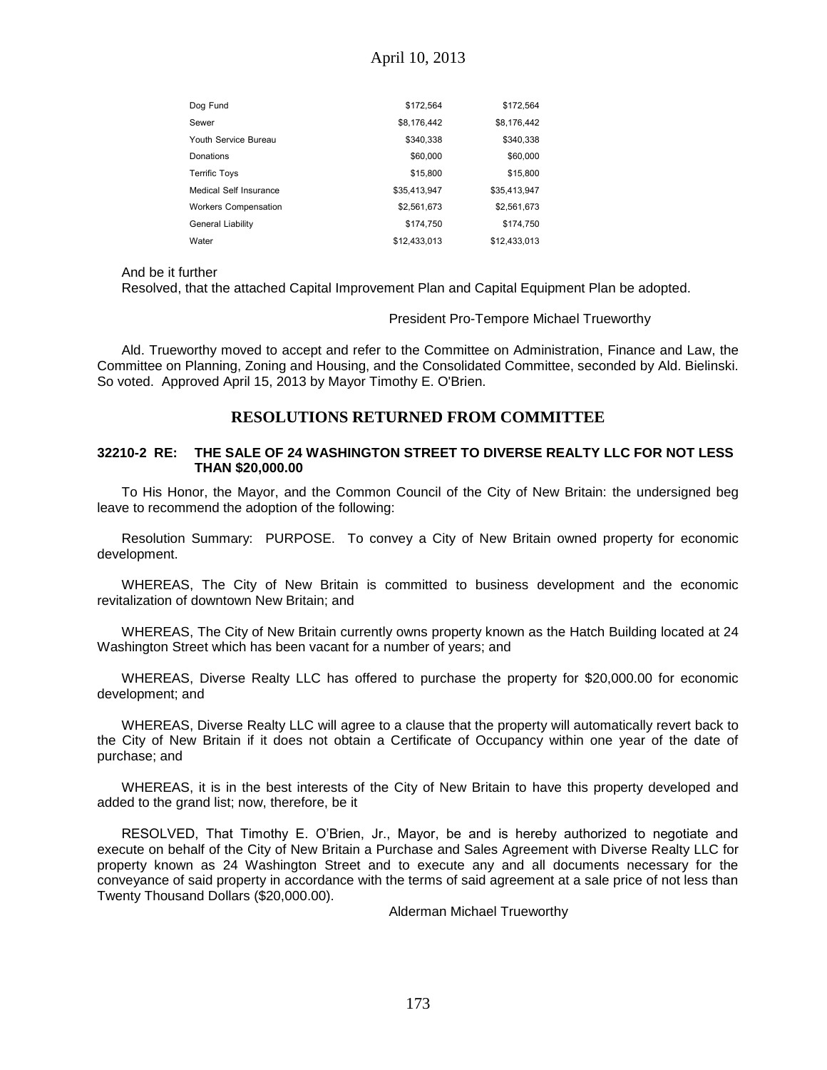| | | |
|---|---|---|
| Dog Fund | \$172,564 | \$172,564 |
| Sewer | \$8,176,442 | \$8,176,442 |
| Youth Service Bureau | \$340,338 | \$340,338 |
| Donations | \$60,000 | \$60,000 |
| Terrific Toys | \$15,800 | \$15,800 |
| Medical Self Insurance | \$35,413,947 | \$35,413,947 |
| Workers Compensation | \$2,561,673 | \$2,561,673 |
| General Liability | \$174,750 | \$174,750 |
| Water | \$12,433,013 | \$12,433,013 |

And be it further
Resolved, that the attached Capital Improvement Plan and Capital Equipment Plan be adopted.

President Pro-Tempore Michael Trueworthy

Ald. Trueworthy moved to accept and refer to the Committee on Administration, Finance and Law, the Committee on Planning, Zoning and Housing, and the Consolidated Committee, seconded by Ald. Bielinski. So voted. Approved April 15, 2013 by Mayor Timothy E. O'Brien.

## RESOLUTIONS RETURNED FROM COMMITTEE

### 32210-2 RE: THE SALE OF 24 WASHINGTON STREET TO DIVERSE REALTY LLC FOR NOT LESS THAN \$20,000.00

To His Honor, the Mayor, and the Common Council of the City of New Britain: the undersigned beg leave to recommend the adoption of the following:

Resolution Summary: PURPOSE. To convey a City of New Britain owned property for economic development.

WHEREAS, The City of New Britain is committed to business development and the economic revitalization of downtown New Britain; and

WHEREAS, The City of New Britain currently owns property known as the Hatch Building located at 24 Washington Street which has been vacant for a number of years; and

WHEREAS, Diverse Realty LLC has offered to purchase the property for \$20,000.00 for economic development; and

WHEREAS, Diverse Realty LLC will agree to a clause that the property will automatically revert back to the City of New Britain if it does not obtain a Certificate of Occupancy within one year of the date of purchase; and

WHEREAS, it is in the best interests of the City of New Britain to have this property developed and added to the grand list; now, therefore, be it

RESOLVED, That Timothy E. O'Brien, Jr., Mayor, be and is hereby authorized to negotiate and execute on behalf of the City of New Britain a Purchase and Sales Agreement with Diverse Realty LLC for property known as 24 Washington Street and to execute any and all documents necessary for the conveyance of said property in accordance with the terms of said agreement at a sale price of not less than Twenty Thousand Dollars (\$20,000.00).

Alderman Michael Trueworthy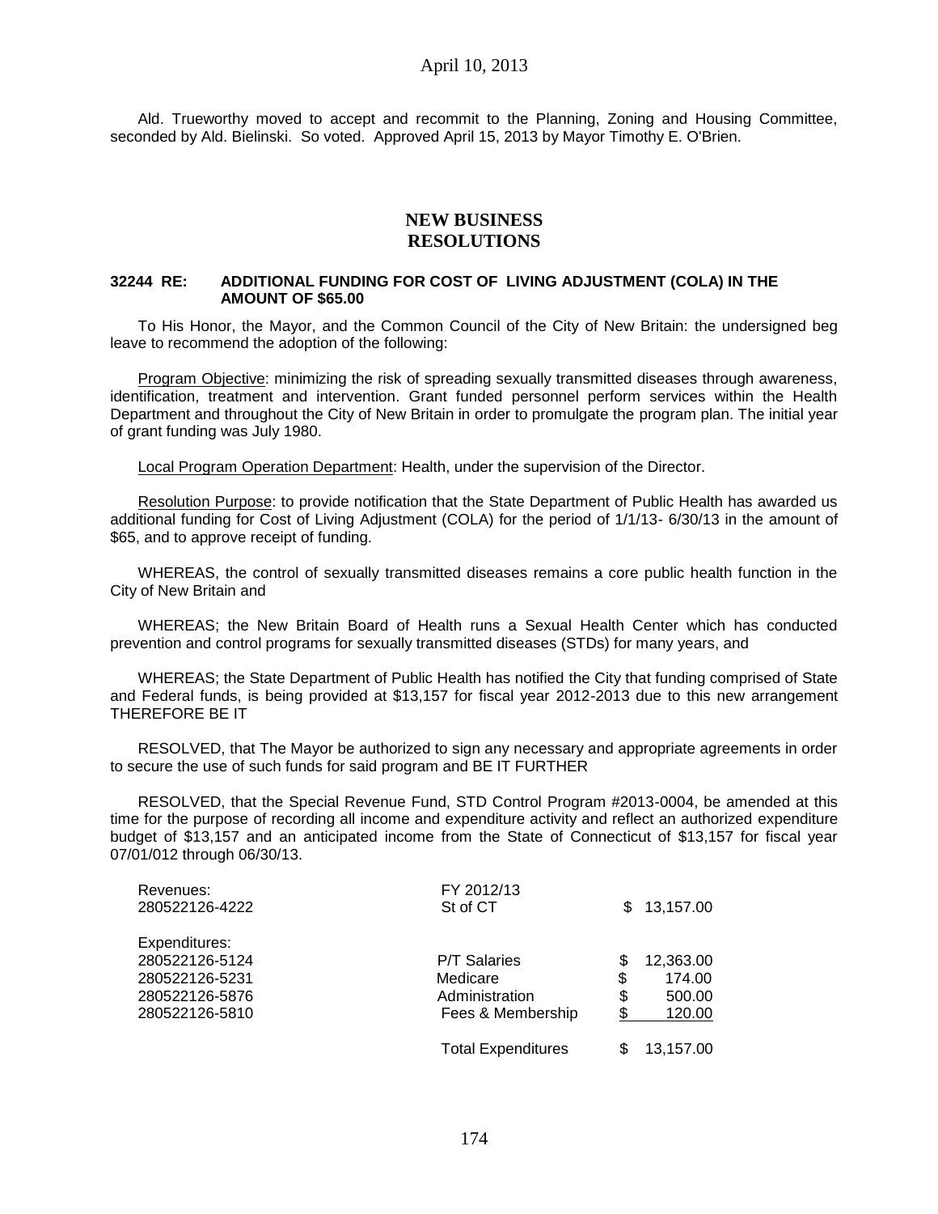Ald. Trueworthy moved to accept and recommit to the Planning, Zoning and Housing Committee, seconded by Ald. Bielinski. So voted. Approved April 15, 2013 by Mayor Timothy E. O'Brien.

## NEW BUSINESS
## RESOLUTIONS

**32244 RE: ADDITIONAL FUNDING FOR COST OF LIVING ADJUSTMENT (COLA) IN THE AMOUNT OF $65.00**

To His Honor, the Mayor, and the Common Council of the City of New Britain: the undersigned beg leave to recommend the adoption of the following:

Program Objective: minimizing the risk of spreading sexually transmitted diseases through awareness, identification, treatment and intervention. Grant funded personnel perform services within the Health Department and throughout the City of New Britain in order to promulgate the program plan. The initial year of grant funding was July 1980.

Local Program Operation Department: Health, under the supervision of the Director.

Resolution Purpose: to provide notification that the State Department of Public Health has awarded us additional funding for Cost of Living Adjustment (COLA) for the period of 1/1/13- 6/30/13 in the amount of $65, and to approve receipt of funding.

WHEREAS, the control of sexually transmitted diseases remains a core public health function in the City of New Britain and

WHEREAS; the New Britain Board of Health runs a Sexual Health Center which has conducted prevention and control programs for sexually transmitted diseases (STDs) for many years, and

WHEREAS; the State Department of Public Health has notified the City that funding comprised of State and Federal funds, is being provided at $13,157 for fiscal year 2012-2013 due to this new arrangement THEREFORE BE IT

RESOLVED, that The Mayor be authorized to sign any necessary and appropriate agreements in order to secure the use of such funds for said program and BE IT FURTHER

RESOLVED, that the Special Revenue Fund, STD Control Program #2013-0004, be amended at this time for the purpose of recording all income and expenditure activity and reflect an authorized expenditure budget of $13,157 and an anticipated income from the State of Connecticut of $13,157 for fiscal year 07/01/012 through 06/30/13.

| | | |
|---|---|---|
| Revenues: | FY 2012/13 | |
| 280522126-4222 | St of CT | $ 13,157.00 |
| Expenditures: | | |
| 280522126-5124 | P/T Salaries | $ 12,363.00 |
| 280522126-5231 | Medicare | $ 174.00 |
| 280522126-5876 | Administration | $ 500.00 |
| 280522126-5810 | Fees & Membership | $ 120.00 |
| | Total Expenditures | $ 13,157.00 |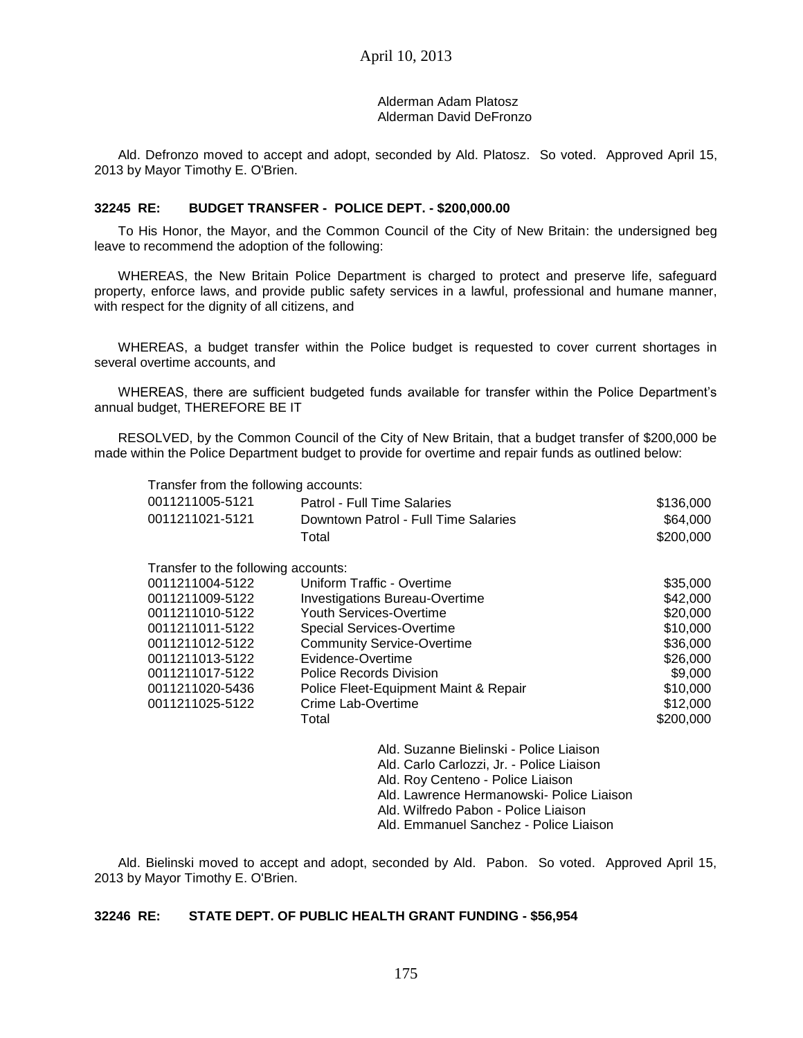Alderman Adam Platosz
Alderman David DeFronzo

Ald. Defronzo moved to accept and adopt, seconded by Ald. Platosz. So voted. Approved April 15, 2013 by Mayor Timothy E. O'Brien.

**32245 RE: BUDGET TRANSFER - POLICE DEPT. - $200,000.00**

To His Honor, the Mayor, and the Common Council of the City of New Britain: the undersigned beg leave to recommend the adoption of the following:

WHEREAS, the New Britain Police Department is charged to protect and preserve life, safeguard property, enforce laws, and provide public safety services in a lawful, professional and humane manner, with respect for the dignity of all citizens, and

WHEREAS, a budget transfer within the Police budget is requested to cover current shortages in several overtime accounts, and

WHEREAS, there are sufficient budgeted funds available for transfer within the Police Department's annual budget, THEREFORE BE IT

RESOLVED, by the Common Council of the City of New Britain, that a budget transfer of $200,000 be made within the Police Department budget to provide for overtime and repair funds as outlined below:

Transfer from the following accounts:

| | | |
|---|---|---|
| 0011211005-5121 | Patrol - Full Time Salaries | $136,000 |
| 0011211021-5121 | Downtown Patrol - Full Time Salaries | $64,000 |
| | Total | $200,000 |

Transfer to the following accounts:

| | | |
|---|---|---|
| 0011211004-5122 | Uniform Traffic - Overtime | $35,000 |
| 0011211009-5122 | Investigations Bureau-Overtime | $42,000 |
| 0011211010-5122 | Youth Services-Overtime | $20,000 |
| 0011211011-5122 | Special Services-Overtime | $10,000 |
| 0011211012-5122 | Community Service-Overtime | $36,000 |
| 0011211013-5122 | Evidence-Overtime | $26,000 |
| 0011211017-5122 | Police Records Division | $9,000 |
| 0011211020-5436 | Police Fleet-Equipment Maint & Repair | $10,000 |
| 0011211025-5122 | Crime Lab-Overtime | $12,000 |
| | Total | $200,000 |

Ald. Suzanne Bielinski - Police Liaison
Ald. Carlo Carlozzi, Jr. - Police Liaison
Ald. Roy Centeno - Police Liaison
Ald. Lawrence Hermanowski- Police Liaison
Ald. Wilfredo Pabon - Police Liaison
Ald. Emmanuel Sanchez - Police Liaison

Ald. Bielinski moved to accept and adopt, seconded by Ald. Pabon. So voted. Approved April 15, 2013 by Mayor Timothy E. O'Brien.

**32246 RE: STATE DEPT. OF PUBLIC HEALTH GRANT FUNDING - $56,954**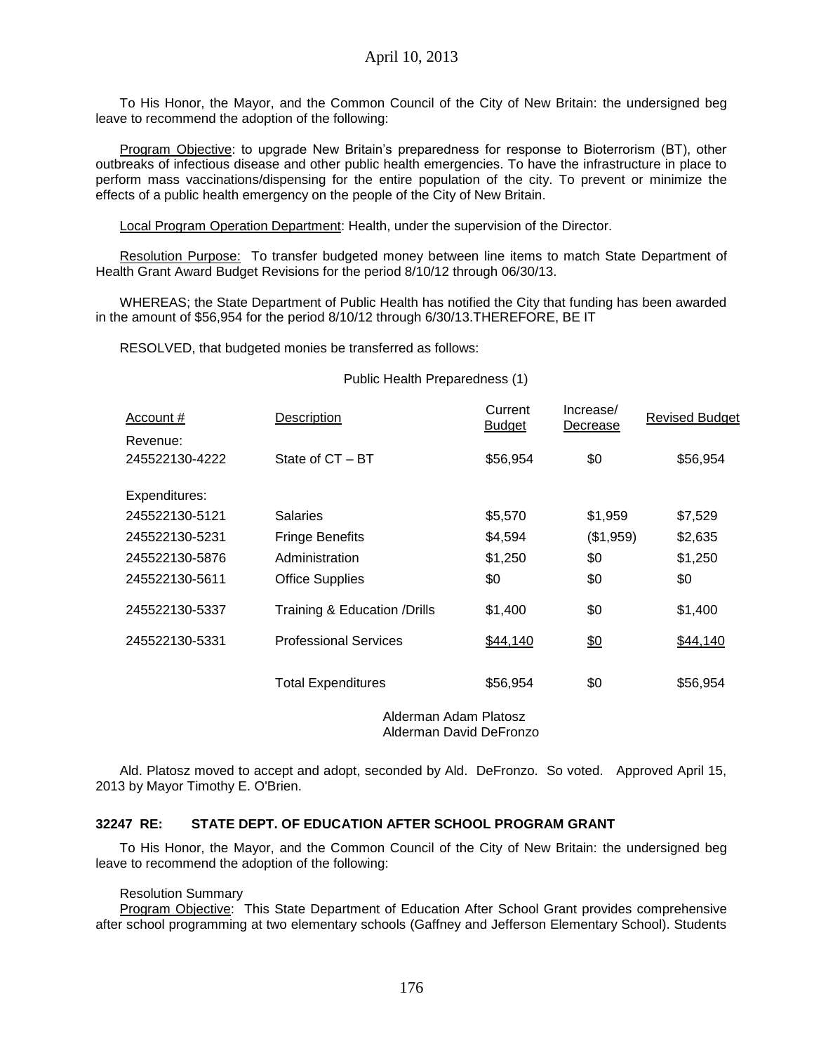To His Honor, the Mayor, and the Common Council of the City of New Britain: the undersigned beg leave to recommend the adoption of the following:

Program Objective: to upgrade New Britain's preparedness for response to Bioterrorism (BT), other outbreaks of infectious disease and other public health emergencies. To have the infrastructure in place to perform mass vaccinations/dispensing for the entire population of the city. To prevent or minimize the effects of a public health emergency on the people of the City of New Britain.

Local Program Operation Department: Health, under the supervision of the Director.

Resolution Purpose: To transfer budgeted money between line items to match State Department of Health Grant Award Budget Revisions for the period 8/10/12 through 06/30/13.

WHEREAS; the State Department of Public Health has notified the City that funding has been awarded in the amount of $56,954 for the period 8/10/12 through 6/30/13.THEREFORE, BE IT

RESOLVED, that budgeted monies be transferred as follows:

Public Health Preparedness (1)

| Account # | Description | Current Budget | Increase/ Decrease | Revised Budget |
|---|---|---|---|---|
| Revenue: | | | | |
| 245522130-4222 | State of CT – BT | $56,954 | $0 | $56,954 |
| Expenditures: | | | | |
| 245522130-5121 | Salaries | $5,570 | $1,959 | $7,529 |
| 245522130-5231 | Fringe Benefits | $4,594 | ($1,959) | $2,635 |
| 245522130-5876 | Administration | $1,250 | $0 | $1,250 |
| 245522130-5611 | Office Supplies | $0 | $0 | $0 |
| 245522130-5337 | Training & Education /Drills | $1,400 | $0 | $1,400 |
| 245522130-5331 | Professional Services | $44,140 | $0 | $44,140 |
| | Total Expenditures | $56,954 | $0 | $56,954 |

Alderman Adam Platosz
Alderman David DeFronzo

Ald. Platosz moved to accept and adopt, seconded by Ald. DeFronzo. So voted. Approved April 15, 2013 by Mayor Timothy E. O'Brien.

**32247 RE: STATE DEPT. OF EDUCATION AFTER SCHOOL PROGRAM GRANT**

To His Honor, the Mayor, and the Common Council of the City of New Britain: the undersigned beg leave to recommend the adoption of the following:

Resolution Summary

Program Objective: This State Department of Education After School Grant provides comprehensive after school programming at two elementary schools (Gaffney and Jefferson Elementary School). Students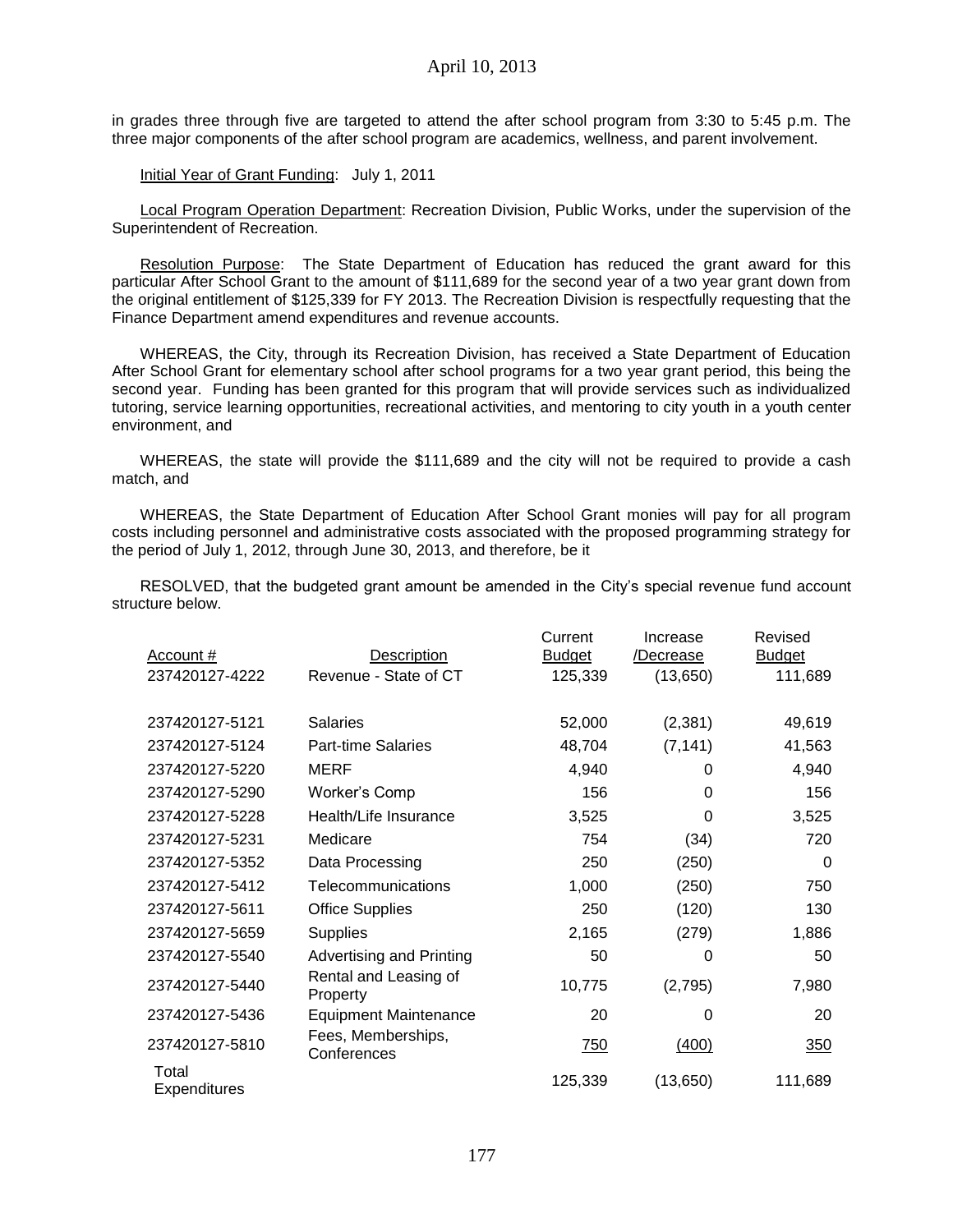in grades three through five are targeted to attend the after school program from 3:30 to 5:45 p.m. The three major components of the after school program are academics, wellness, and parent involvement.

Initial Year of Grant Funding: July 1, 2011

Local Program Operation Department: Recreation Division, Public Works, under the supervision of the Superintendent of Recreation.

Resolution Purpose: The State Department of Education has reduced the grant award for this particular After School Grant to the amount of $111,689 for the second year of a two year grant down from the original entitlement of $125,339 for FY 2013. The Recreation Division is respectfully requesting that the Finance Department amend expenditures and revenue accounts.

WHEREAS, the City, through its Recreation Division, has received a State Department of Education After School Grant for elementary school after school programs for a two year grant period, this being the second year. Funding has been granted for this program that will provide services such as individualized tutoring, service learning opportunities, recreational activities, and mentoring to city youth in a youth center environment, and

WHEREAS, the state will provide the $111,689 and the city will not be required to provide a cash match, and

WHEREAS, the State Department of Education After School Grant monies will pay for all program costs including personnel and administrative costs associated with the proposed programming strategy for the period of July 1, 2012, through June 30, 2013, and therefore, be it

RESOLVED, that the budgeted grant amount be amended in the City's special revenue fund account structure below.

| Account # | Description | Current Budget | Increase /Decrease | Revised Budget |
|---|---|---|---|---|
| 237420127-4222 | Revenue - State of CT | 125,339 | (13,650) | 111,689 |
| | | | | |
| 237420127-5121 | Salaries | 52,000 | (2,381) | 49,619 |
| 237420127-5124 | Part-time Salaries | 48,704 | (7,141) | 41,563 |
| 237420127-5220 | MERF | 4,940 | 0 | 4,940 |
| 237420127-5290 | Worker's Comp | 156 | 0 | 156 |
| 237420127-5228 | Health/Life Insurance | 3,525 | 0 | 3,525 |
| 237420127-5231 | Medicare | 754 | (34) | 720 |
| 237420127-5352 | Data Processing | 250 | (250) | 0 |
| 237420127-5412 | Telecommunications | 1,000 | (250) | 750 |
| 237420127-5611 | Office Supplies | 250 | (120) | 130 |
| 237420127-5659 | Supplies | 2,165 | (279) | 1,886 |
| 237420127-5540 | Advertising and Printing | 50 | 0 | 50 |
| 237420127-5440 | Rental and Leasing of Property | 10,775 | (2,795) | 7,980 |
| 237420127-5436 | Equipment Maintenance | 20 | 0 | 20 |
| 237420127-5810 | Fees, Memberships, Conferences | 750 | (400) | 350 |
| Total Expenditures | | 125,339 | (13,650) | 111,689 |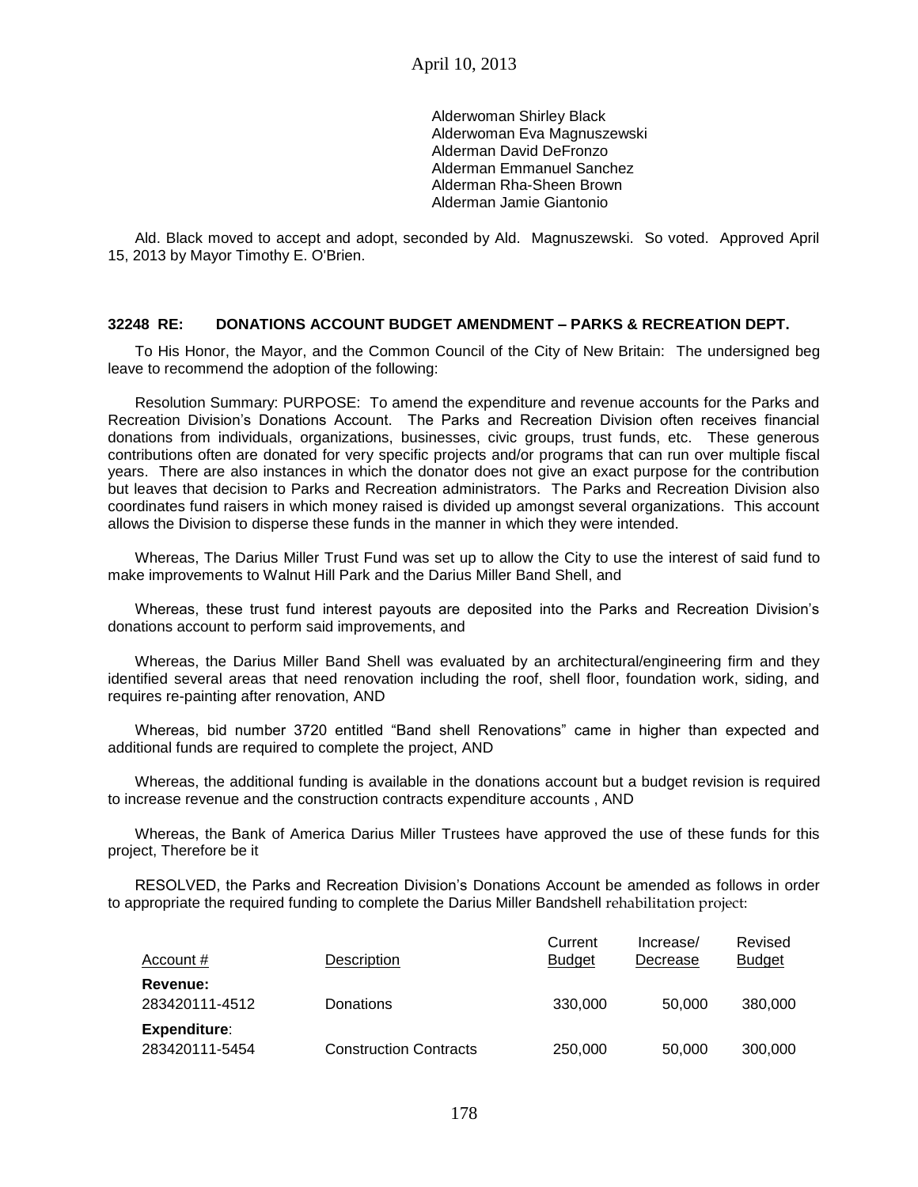Alderwoman Shirley Black
Alderwoman Eva Magnuszewski
Alderman David DeFronzo
Alderman Emmanuel Sanchez
Alderman Rha-Sheen Brown
Alderman Jamie Giantonio

Ald. Black moved to accept and adopt, seconded by Ald. Magnuszewski. So voted. Approved April 15, 2013 by Mayor Timothy E. O'Brien.

**32248 RE: DONATIONS ACCOUNT BUDGET AMENDMENT – PARKS & RECREATION DEPT.**

To His Honor, the Mayor, and the Common Council of the City of New Britain: The undersigned beg leave to recommend the adoption of the following:

Resolution Summary: PURPOSE: To amend the expenditure and revenue accounts for the Parks and Recreation Division's Donations Account. The Parks and Recreation Division often receives financial donations from individuals, organizations, businesses, civic groups, trust funds, etc. These generous contributions often are donated for very specific projects and/or programs that can run over multiple fiscal years. There are also instances in which the donator does not give an exact purpose for the contribution but leaves that decision to Parks and Recreation administrators. The Parks and Recreation Division also coordinates fund raisers in which money raised is divided up amongst several organizations. This account allows the Division to disperse these funds in the manner in which they were intended.

Whereas, The Darius Miller Trust Fund was set up to allow the City to use the interest of said fund to make improvements to Walnut Hill Park and the Darius Miller Band Shell, and

Whereas, these trust fund interest payouts are deposited into the Parks and Recreation Division's donations account to perform said improvements, and

Whereas, the Darius Miller Band Shell was evaluated by an architectural/engineering firm and they identified several areas that need renovation including the roof, shell floor, foundation work, siding, and requires re-painting after renovation, AND

Whereas, bid number 3720 entitled "Band shell Renovations" came in higher than expected and additional funds are required to complete the project, AND

Whereas, the additional funding is available in the donations account but a budget revision is required to increase revenue and the construction contracts expenditure accounts , AND

Whereas, the Bank of America Darius Miller Trustees have approved the use of these funds for this project, Therefore be it

RESOLVED, the Parks and Recreation Division's Donations Account be amended as follows in order to appropriate the required funding to complete the Darius Miller Bandshell rehabilitation project:

| Account # | Description | Current Budget | Increase/ Decrease | Revised Budget |
|---|---|---|---|---|
| **Revenue:** | | | | |
| 283420111-4512 | Donations | 330,000 | 50,000 | 380,000 |
| **Expenditure**: | | | | |
| 283420111-5454 | Construction Contracts | 250,000 | 50,000 | 300,000 |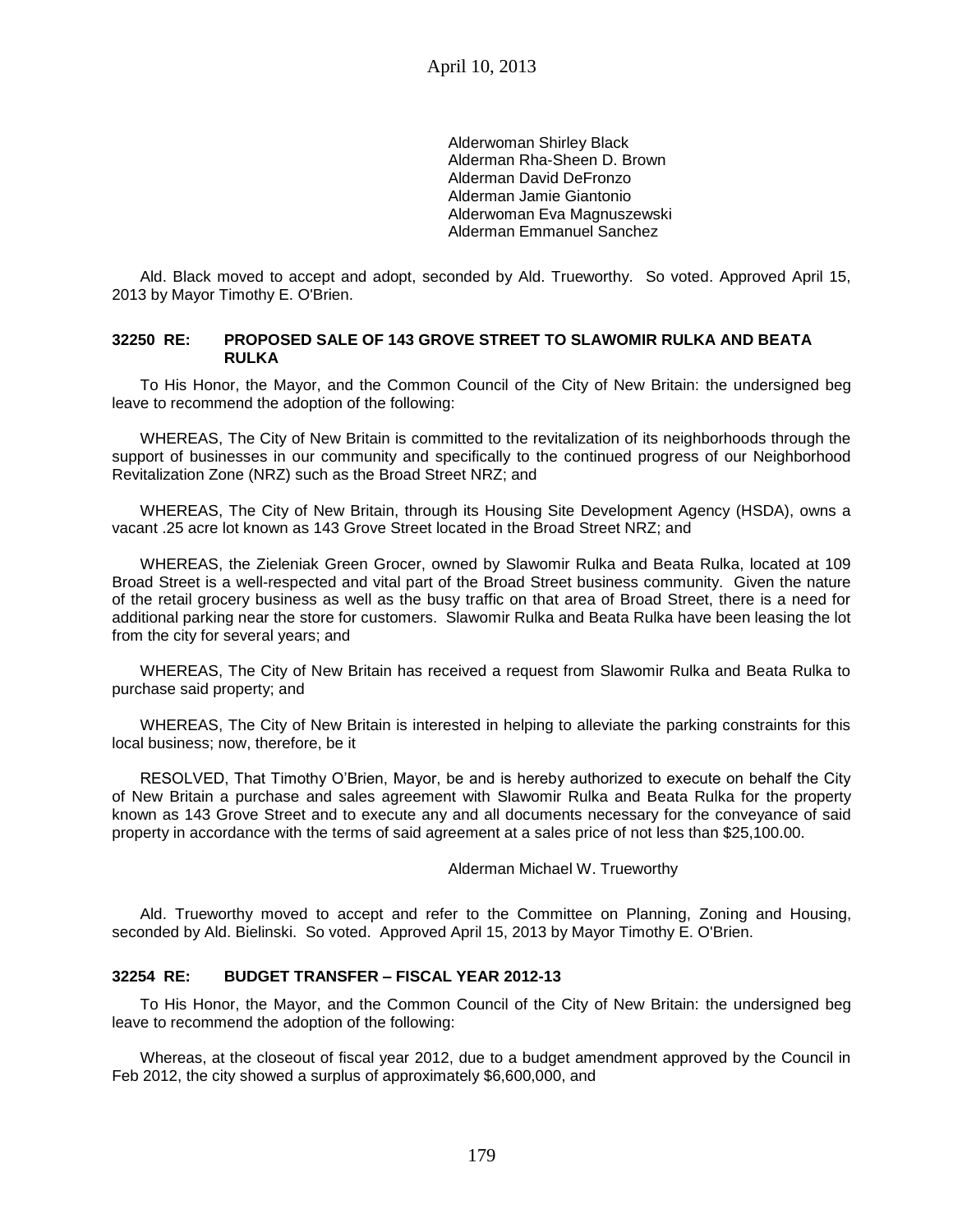Alderwoman Shirley Black
Alderman Rha-Sheen D. Brown
Alderman David DeFronzo
Alderman Jamie Giantonio
Alderwoman Eva Magnuszewski
Alderman Emmanuel Sanchez

Ald. Black moved to accept and adopt, seconded by Ald. Trueworthy. So voted. Approved April 15, 2013 by Mayor Timothy E. O'Brien.

### 32250 RE: PROPOSED SALE OF 143 GROVE STREET TO SLAWOMIR RULKA AND BEATA RULKA

To His Honor, the Mayor, and the Common Council of the City of New Britain: the undersigned beg leave to recommend the adoption of the following:

WHEREAS, The City of New Britain is committed to the revitalization of its neighborhoods through the support of businesses in our community and specifically to the continued progress of our Neighborhood Revitalization Zone (NRZ) such as the Broad Street NRZ; and

WHEREAS, The City of New Britain, through its Housing Site Development Agency (HSDA), owns a vacant .25 acre lot known as 143 Grove Street located in the Broad Street NRZ; and

WHEREAS, the Zieleniak Green Grocer, owned by Slawomir Rulka and Beata Rulka, located at 109 Broad Street is a well-respected and vital part of the Broad Street business community. Given the nature of the retail grocery business as well as the busy traffic on that area of Broad Street, there is a need for additional parking near the store for customers. Slawomir Rulka and Beata Rulka have been leasing the lot from the city for several years; and

WHEREAS, The City of New Britain has received a request from Slawomir Rulka and Beata Rulka to purchase said property; and

WHEREAS, The City of New Britain is interested in helping to alleviate the parking constraints for this local business; now, therefore, be it

RESOLVED, That Timothy O'Brien, Mayor, be and is hereby authorized to execute on behalf the City of New Britain a purchase and sales agreement with Slawomir Rulka and Beata Rulka for the property known as 143 Grove Street and to execute any and all documents necessary for the conveyance of said property in accordance with the terms of said agreement at a sales price of not less than $25,100.00.

Alderman Michael W. Trueworthy

Ald. Trueworthy moved to accept and refer to the Committee on Planning, Zoning and Housing, seconded by Ald. Bielinski. So voted. Approved April 15, 2013 by Mayor Timothy E. O'Brien.

### 32254 RE: BUDGET TRANSFER – FISCAL YEAR 2012-13

To His Honor, the Mayor, and the Common Council of the City of New Britain: the undersigned beg leave to recommend the adoption of the following:

Whereas, at the closeout of fiscal year 2012, due to a budget amendment approved by the Council in Feb 2012, the city showed a surplus of approximately $6,600,000, and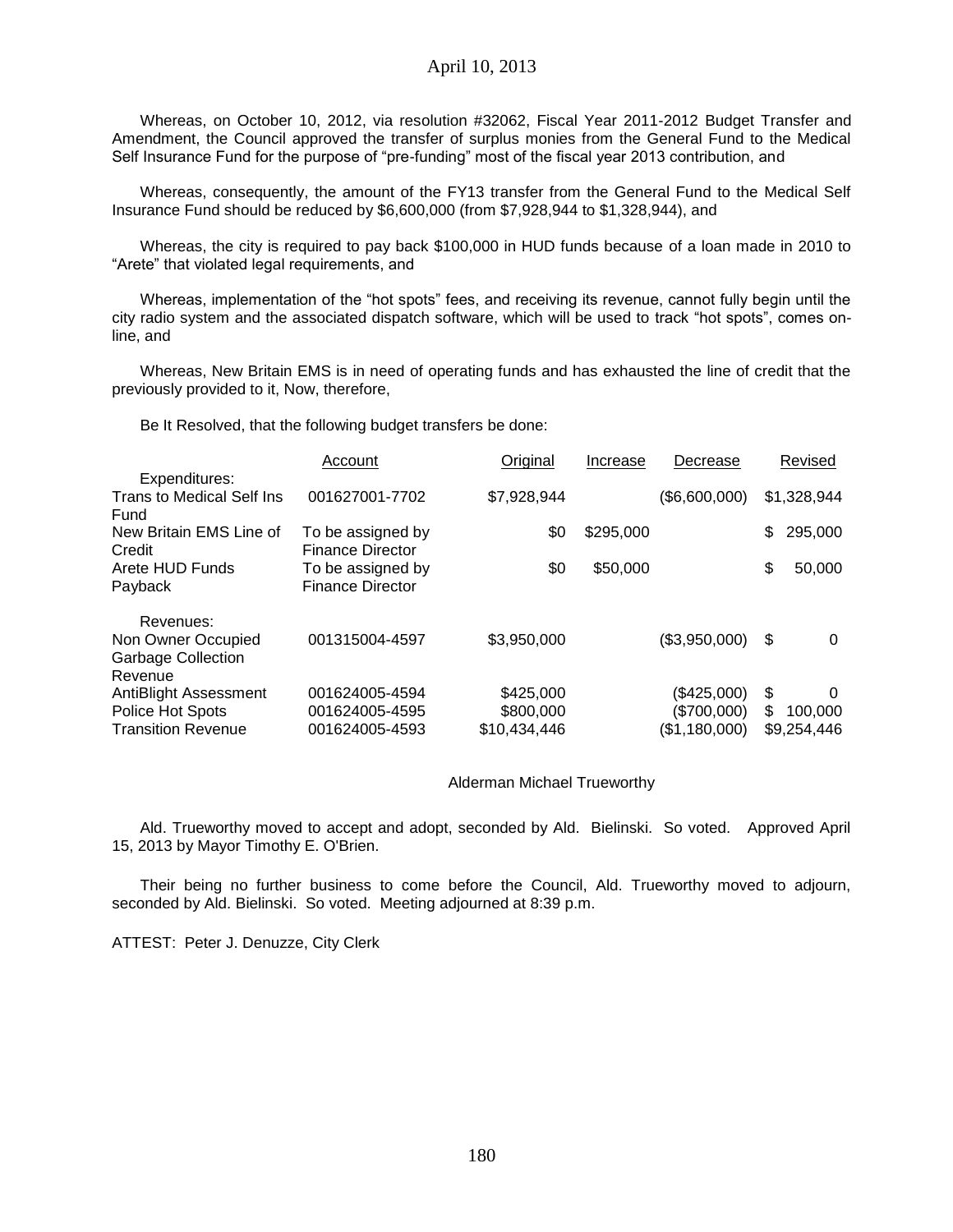Whereas, on October 10, 2012, via resolution #32062, Fiscal Year 2011-2012 Budget Transfer and Amendment, the Council approved the transfer of surplus monies from the General Fund to the Medical Self Insurance Fund for the purpose of "pre-funding" most of the fiscal year 2013 contribution, and

Whereas, consequently, the amount of the FY13 transfer from the General Fund to the Medical Self Insurance Fund should be reduced by $6,600,000 (from $7,928,944 to $1,328,944), and

Whereas, the city is required to pay back $100,000 in HUD funds because of a loan made in 2010 to "Arete" that violated legal requirements, and

Whereas, implementation of the "hot spots" fees, and receiving its revenue, cannot fully begin until the city radio system and the associated dispatch software, which will be used to track "hot spots", comes on-line, and

Whereas, New Britain EMS is in need of operating funds and has exhausted the line of credit that the previously provided to it, Now, therefore,

Be It Resolved, that the following budget transfers be done:

| | Account | Original | Increase | Decrease | Revised |
|---|---|---|---|---|---|
| Expenditures: | | | | | |
| Trans to Medical Self Ins Fund | 001627001-7702 | $7,928,944 | | ($6,600,000) | $1,328,944 |
| New Britain EMS Line of Credit | To be assigned by Finance Director | $0 | $295,000 | | $ 295,000 |
| Arete HUD Funds Payback | To be assigned by Finance Director | $0 | $50,000 | | $ 50,000 |
| Revenues: | | | | | |
| Non Owner Occupied Garbage Collection Revenue | 001315004-4597 | $3,950,000 | | ($3,950,000) | $ 0 |
| AntiBlight Assessment | 001624005-4594 | $425,000 | | ($425,000) | $ 0 |
| Police Hot Spots | 001624005-4595 | $800,000 | | ($700,000) | $ 100,000 |
| Transition Revenue | 001624005-4593 | $10,434,446 | | ($1,180,000) | $9,254,446 |

Alderman Michael Trueworthy

Ald. Trueworthy moved to accept and adopt, seconded by Ald. Bielinski. So voted. Approved April 15, 2013 by Mayor Timothy E. O'Brien.

Their being no further business to come before the Council, Ald. Trueworthy moved to adjourn, seconded by Ald. Bielinski. So voted. Meeting adjourned at 8:39 p.m.

ATTEST: Peter J. Denuzze, City Clerk